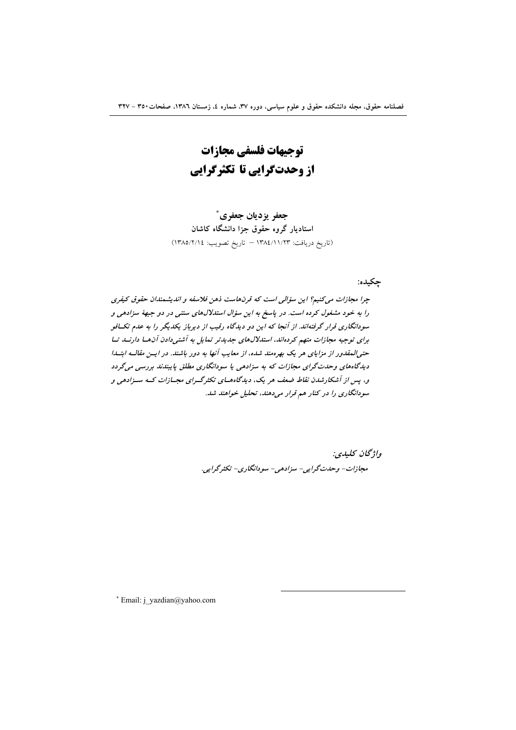# توجیهات فلسفی مجازات
# از وحدت‌گرایی تا تکثرگرایی

**جعفر یزدیان جعفری***
**استادیار گروه حقوق جزا دانشگاه کاشان**
(تاریخ دریافت: ۱۳۸٤/۱۱/۲۳ – تاریخ تصویب: ۱۳۸۵/۲/۱٤)

**چکیده:**

*چرا مجازات می‌کنیم؟ این سؤالی است که قرن‌هاست ذهن فلاسفه و اندیشمندان حقوق کیفری را به خود مشغول کرده است. در پاسخ به این سؤال استدلال‌های سنتی در دو جبههٔ سزادهی و سودانگاری قرار گرفته‌اند. از آنجا که این دو دیدگاه رقیب از دیرباز یکدیگر را به عدم تکافو برای توجیه مجازات متهم کرده‌اند، استدلال‌های جدیدتر تمایل به آشتی‌دادن آن‌ها دارند تا حتی‌المقدور از مزایای هر یک بهره‌مند شده، از معایب آنها به دور باشند. در این مقاله ابتدا دیدگاه‌های وحدت‌گرای مجازات که به سزادهی یا سودانگاری مطلق پایبندند بررسی می‌گردد و، پس از آشکارشدن نقاط ضعف هر یک، دیدگاه‌های تکثرگرای مجازات که سزادهی و سودانگاری را در کنار هم قرار می‌دهند، تحلیل خواهند شد.*

***واژگان کلیدی:***
*مجازات- وحدت‌گرایی- سزادهی- سودانگاری- تکثرگرایی.*

---

* Email: j_yazdian@yahoo.com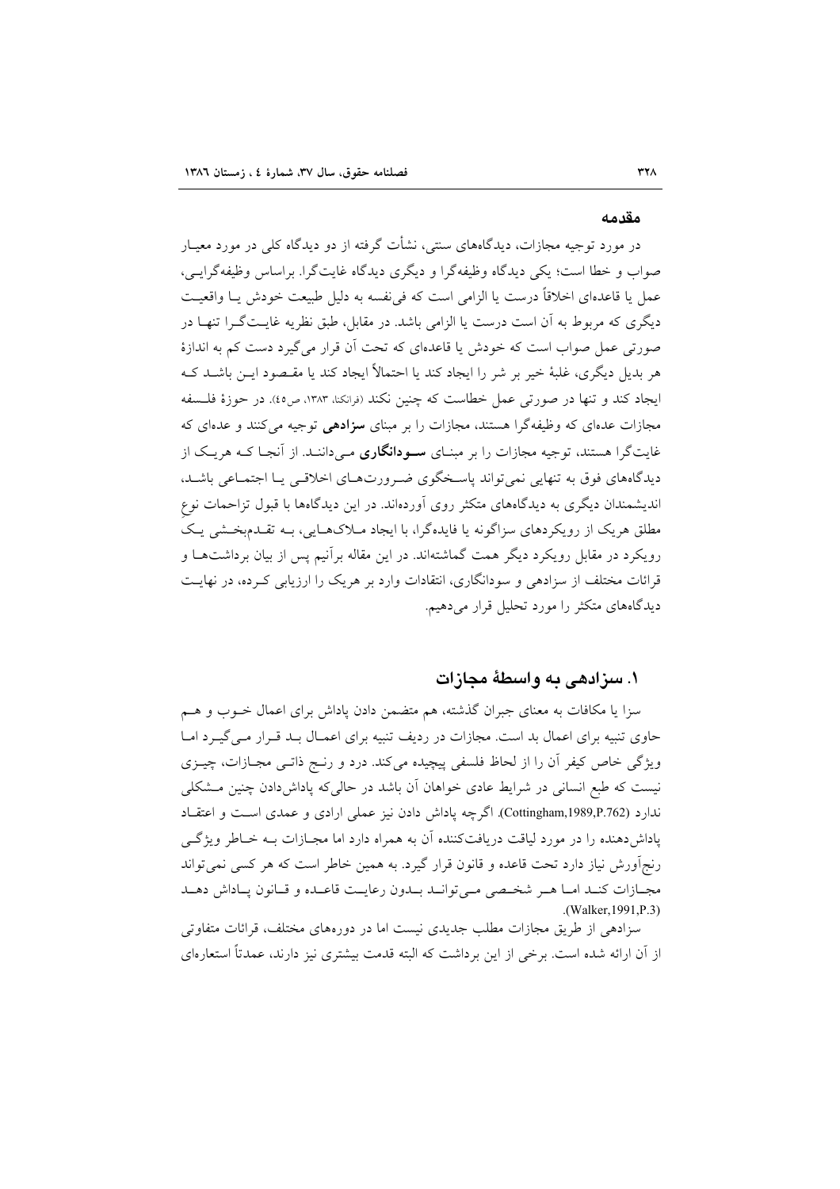## مقدمه

در مورد توجیه مجازات، دیدگاه‌های سنتی، نشأت گرفته از دو دیدگاه کلی در مورد معیار صواب و خطا است؛ یکی دیدگاه وظیفه‌گرا و دیگری دیدگاه غایت‌گرا. براساس وظیفه‌گرایی، عمل یا قاعده‌ای اخلاقاً درست یا الزامی است که فی‌نفسه به دلیل طبیعت خودش یا واقعیت دیگری که مربوط به آن است درست یا الزامی باشد. در مقابل، طبق نظریه غایت‌گرا تنها در صورتی عمل صواب است که خودش یا قاعده‌ای که تحت آن قرار می‌گیرد دست کم به اندازهٔ هر بدیل دیگری، غلبهٔ خیر بر شر را ایجاد کند یا احتمالاً ایجاد کند یا مقصود این باشد که ایجاد کند و تنها در صورتی عمل خطاست که چنین نکند (فرانکنا، ۱۳۸۳، ص۴۵). در حوزهٔ فلسفه مجازات عده‌ای که وظیفه‌گرا هستند، مجازات را بر مبنای **سزادهی** توجیه می‌کنند و عده‌ای که غایت‌گرا هستند، توجیه مجازات را بر مبنای **سودانگاری** می‌دانند. از آنجا که هریک از دیدگاه‌های فوق به تنهایی نمی‌تواند پاسخگوی ضرورت‌های اخلاقی یا اجتماعی باشد، اندیشمندان دیگری به دیدگاه‌های متکثر روی آورده‌اند. در این دیدگاه‌ها با قبول تزاحمات نوعِ مطلق هریک از رویکردهای سزاگونه یا فایده‌گرا، با ایجاد ملاک‌هایی، به تقدم‌بخشی یک رویکرد در مقابل رویکرد دیگر همت گماشته‌اند. در این مقاله برآنیم پس از بیان برداشت‌ها و قرائات مختلف از سزادهی و سودانگاری، انتقادات وارد بر هریک را ارزیابی کرده، در نهایت دیدگاه‌های متکثر را مورد تحلیل قرار می‌دهیم.

## ۱. سزادهی به واسطهٔ مجازات

سزا یا مکافات به معنای جبران گذشته، هم متضمن دادن پاداش برای اعمال خوب و هم حاوی تنبیه برای اعمال بد است. مجازات در ردیف تنبیه برای اعمال بد قرار می‌گیرد اما ویژگی خاص کیفر آن را از لحاظ فلسفی پیچیده می‌کند. درد و رنج ذاتی مجازات، چیزی نیست که طبع انسانی در شرایط عادی خواهان آن باشد در حالی‌که پاداش‌دادن چنین مشکلی ندارد (Cottingham,1989,P.762). اگرچه پاداش دادن نیز عملی ارادی و عمدی است و اعتقاد پاداش‌دهنده را در مورد لیاقت دریافت‌کننده آن به همراه دارد اما مجازات به خاطر ویژگی رنج‌آورش نیاز دارد تحت قاعده و قانون قرار گیرد. به همین خاطر است که هر کسی نمی‌تواند مجازات کند اما هر شخصی می‌تواند بدون رعایت قاعده و قانون پاداش دهد (Walker,1991,P.3).

سزادهی از طریق مجازات مطلب جدیدی نیست اما در دوره‌های مختلف، قرائات متفاوتی از آن ارائه شده است. برخی از این برداشت که البته قدمت بیشتری نیز دارند، عمدتاً استعاره‌ای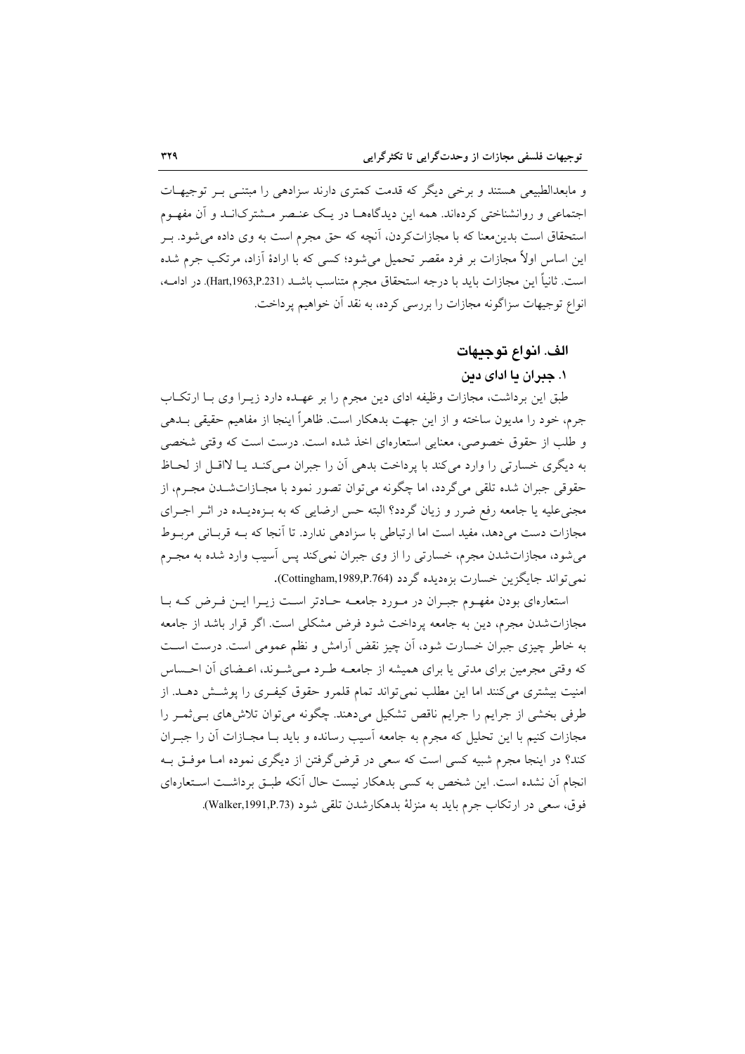و مابعدالطبیعی هستند و برخی دیگر که قدمت کمتری دارند سزادهی را مبتنی بر توجیهات اجتماعی و روانشناختی کرده‌اند. همه این دیدگاه‌ها در یک عنصر مشترک‌اند و آن مفهوم استحقاق است بدین‌معنا که با مجازات‌کردن، آنچه که حق مجرم است به وی داده می‌شود. بر این اساس اولاً مجازات بر فرد مقصر تحمیل می‌شود؛ کسی که با ارادهٔ آزاد، مرتکب جرم شده است. ثانیاً این مجازات باید با درجه استحقاق مجرم متناسب باشد (Hart,1963,P.231). در ادامه، انواع توجیهات سزاگونه مجازات را بررسی کرده، به نقد آن خواهیم پرداخت.

## الف. انواع توجیهات

### ۱. جبران یا ادای دین

طبق این برداشت، مجازات وظیفه ادای دین مجرم را بر عهده دارد زیرا وی با ارتکاب جرم، خود را مدیون ساخته و از این جهت بدهکار است. ظاهراً اینجا از مفاهیم حقیقی بدهی و طلب از حقوق خصوصی، معنایی استعاره‌ای اخذ شده است. درست است که وقتی شخصی به دیگری خسارتی را وارد می‌کند با پرداخت بدهی آن را جبران می‌کند یا لااقل از لحاظ حقوقی جبران شده تلقی می‌گردد، اما چگونه می‌توان تصور نمود با مجازات‌شدن مجرم، از مجنی‌علیه یا جامعه رفع ضرر و زیان گردد؟ البته حس ارضایی که به بزه‌دیده در اثر اجرای مجازات دست می‌دهد، مفید است اما ارتباطی با سزادهی ندارد. تا آنجا که به قربانی مربوط می‌شود، مجازات‌شدن مجرم، خسارتی را از وی جبران نمی‌کند پس آسیب وارد شده به مجرم نمی‌تواند جایگزین خسارت بزه‌دیده گردد (Cottingham,1989,P.764).

استعاره‌ای بودن مفهوم جبران در مورد جامعه حادتر است زیرا این فرض که با مجازات‌شدن مجرم، دین به جامعه پرداخت شود فرض مشکلی است. اگر قرار باشد از جامعه به خاطر چیزی جبران خسارت شود، آن چیز نقض آرامش و نظم عمومی است. درست است که وقتی مجرمین برای مدتی یا برای همیشه از جامعه طرد می‌شوند، اعضای آن احساس امنیت بیشتری می‌کنند اما این مطلب نمی‌تواند تمام قلمرو حقوق کیفری را پوشش دهد. از طرفی بخشی از جرایم را جرایم ناقص تشکیل می‌دهند. چگونه می‌توان تلاش‌های بی‌ثمر را مجازات کنیم با این تحلیل که مجرم به جامعه آسیب رسانده و باید با مجازات آن را جبران کند؟ در اینجا مجرم شبیه کسی است که سعی در قرض‌گرفتن از دیگری نموده اما موفق به انجام آن نشده است. این شخص به کسی بدهکار نیست حال آنکه طبق برداشت استعاره‌ای فوق، سعی در ارتکاب جرم باید به منزلهٔ بدهکارشدن تلقی شود (Walker,1991,P.73).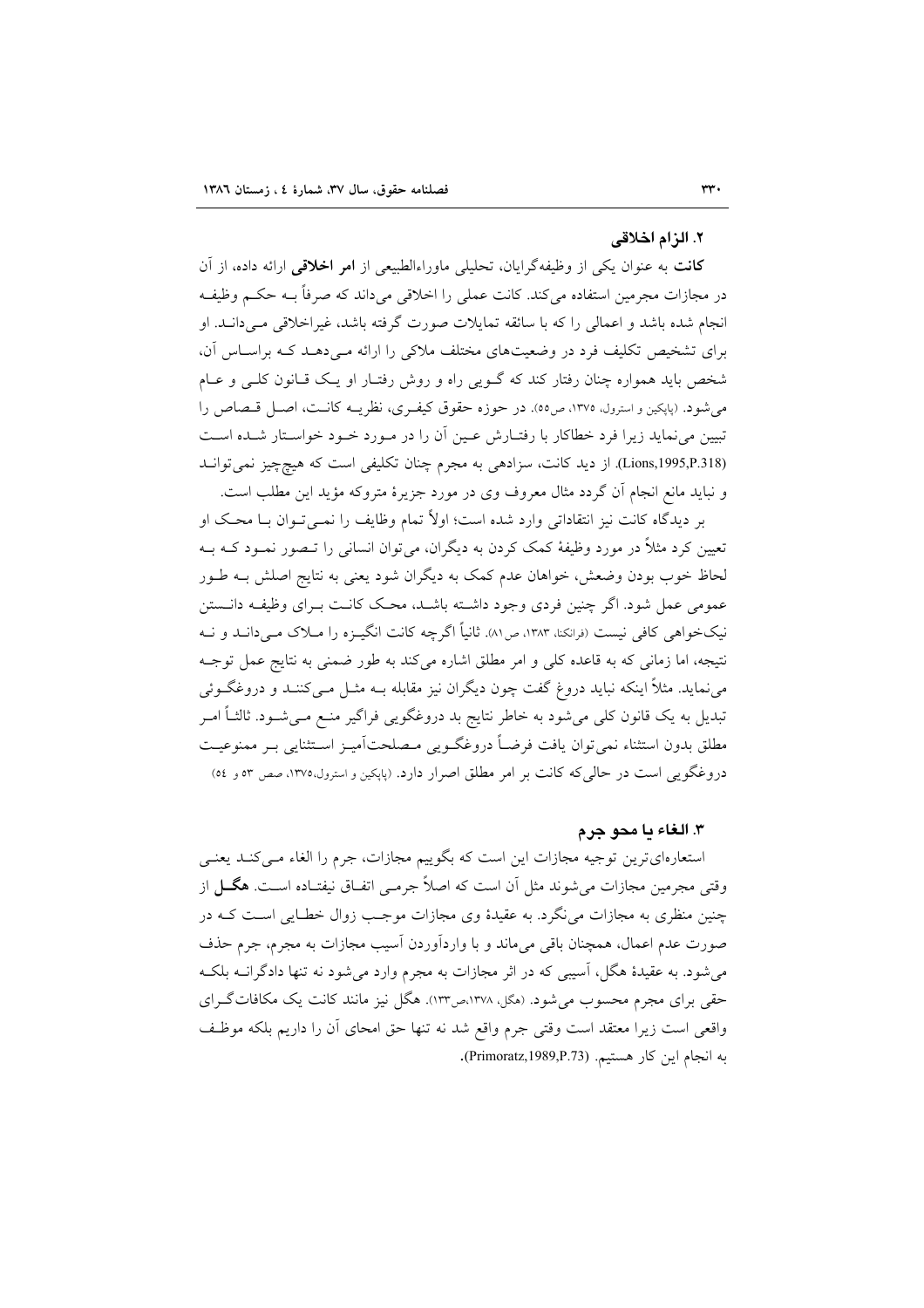### ۲. الزام اخلاقی

**کانت** به عنوان یکی از وظیفه‌گرایان، تحلیلی ماوراءالطبیعی از **امر اخلاقی** ارائه داده، از آن در مجازات مجرمین استفاده می‌کند. کانت عملی را اخلاقی می‌داند که صرفاً بــه حکــم وظیفــه انجام شده باشد و اعمالی را که با سائقه تمایلات صورت گرفته باشد، غیراخلاقی مــی‌دانــد. او برای تشخیص تکلیف فرد در وضعیت‌های مختلف ملاکی را ارائه مــی‌دهــد کــه براســاس آن، شخص باید همواره چنان رفتار کند که گــویی راه و روش رفتــار او یــک قــانون کلــی و عــام می‌شود. (پاپکین و استرول، ۱۳۷۵، ص۵۵). در حوزه حقوق کیفــری، نظریــه کانــت، اصــل قــصاص را تبیین می‌نماید زیرا فرد خطاکار با رفتــارش عــین آن را در مــورد خــود خواســتار شــده اســت (Lions,1995,P.318). از دید کانت، سزادهی به مجرم چنان تکلیفی است که هیچ‌چیز نمی‌توانــد و نباید مانع انجام آن گردد مثال معروف وی در مورد جزیرهٔ متروکه مؤید این مطلب است.

بر دیدگاه کانت نیز انتقاداتی وارد شده است؛ اولاً تمام وظایف را نمــی‌تــوان بــا محــک او تعیین کرد مثلاً در مورد وظیفهٔ کمک کردن به دیگران، می‌توان انسانی را تــصور نمــود کــه بــه لحاظ خوب بودن وضعش، خواهان عدم کمک به دیگران شود یعنی به نتایج اصلش بــه طــور عمومی عمل شود. اگر چنین فردی وجود داشــته باشــد، محــک کانــت بــرای وظیفــه دانــستن نیک‌خواهی کافی نیست (فرانکنا، ۱۳۸۳، ص۸۱). ثانیاً اگرچه کانت انگیــزه را مــلاک مــی‌دانــد و نــه نتیجه، اما زمانی که به قاعده کلی و امر مطلق اشاره می‌کند به طور ضمنی به نتایج عمل توجــه می‌نماید. مثلاً اینکه نباید دروغ گفت چون دیگران نیز مقابله بــه مثــل مــی‌کننــد و دروغگــوئی تبدیل به یک قانون کلی می‌شود به خاطر نتایج بد دروغگویی فراگیر منــع مــی‌شــود. ثالثــاً امــر مطلق بدون استثناء نمی‌توان یافت فرضــاً دروغگــویی مــصلحت‌آمیــز اســتثنایی بــر ممنوعیــت دروغگویی است در حالی‌که کانت بر امر مطلق اصرار دارد. (پاپکین و استرول،۱۳۷۵، صص ۵۳ و ۵۴)

### ۳. الغاء یا محو جرم

استعاره‌ای‌ترین توجیه مجازات این است که بگوییم مجازات، جرم را الغاء مــی‌کنــد یعنــی وقتی مجرمین مجازات می‌شوند مثل آن است که اصلاً جرمــی اتفــاق نیفتــاده اســت. **هگــل** از چنین منظری به مجازات می‌نگرد. به عقیدهٔ وی مجازات موجــب زوال خطــایی اســت کــه در صورت عدم اعمال، همچنان باقی می‌ماند و با واردآوردن آسیب مجازات به مجرم، جرم حذف می‌شود. به عقیدهٔ هگل، آسیبی که در اثر مجازات به مجرم وارد می‌شود نه تنها دادگرانــه بلکــه حقی برای مجرم محسوب می‌شود. (هگل، ۱۳۷۸،ص۱۳۳). هگل نیز مانند کانت یک مکافات‌گــرای واقعی است زیرا معتقد است وقتی جرم واقع شد نه تنها حق امحای آن را داریم بلکه موظــف به انجام این کار هستیم. (Primoratz,1989,P.73).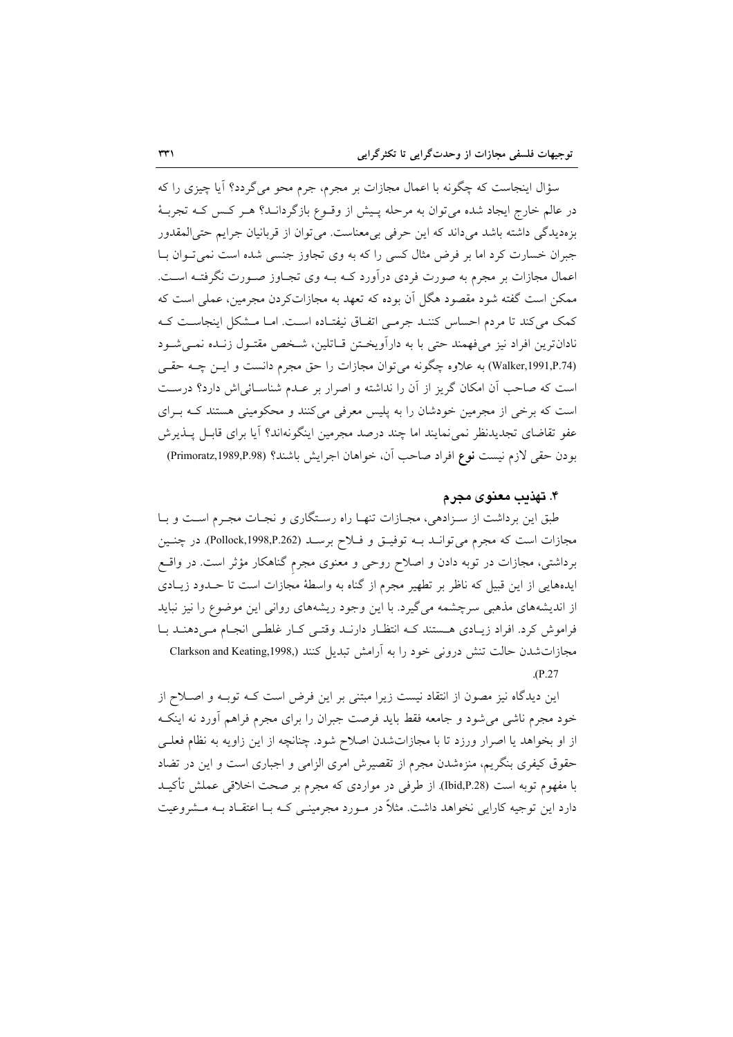سؤال اینجاست که چگونه با اعمال مجازات بر مجرم، جرم محو می‌گردد؟ آیا چیزی را که در عالم خارج ایجاد شده می‌توان به مرحله پیش از وقوع بازگرداند؟ هر کس که تجربهٔ بزه‌دیدگی داشته باشد می‌داند که این حرفی بی‌معناست. می‌توان از قربانیان جرایم حتی‌المقدور جبران خسارت کرد اما بر فرض مثال کسی را که به وی تجاوز جنسی شده است نمی‌توان با اعمال مجازات بر مجرم به صورت فردی درآورد که به وی تجاوز صورت نگرفته است. ممکن است گفته شود مقصود هگل آن بوده که تعهد به مجازات‌کردن مجرمین، عملی است که کمک می‌کند تا مردم احساس کنند جرمی اتفاق نیفتاده است. اما مشکل اینجاست که نادان‌ترین افراد نیز می‌فهمند حتی با به دارآویختن قاتلین، شخص مقتول زنده نمی‌شود (Walker,1991,P.74) به علاوه چگونه می‌توان مجازات را حق مجرم دانست و این چه حقی است که صاحب آن امکان گریز از آن را نداشته و اصرار بر عدم شناسائی‌اش دارد؟ درست است که برخی از مجرمین خودشان را به پلیس معرفی می‌کنند و محکومینی هستند که برای عفو تقاضای تجدیدنظر نمی‌نمایند اما چند درصد مجرمین اینگونه‌اند؟ آیا برای قابل پذیرش بودن حقی لازم نیست **نوع** افراد صاحب آن، خواهان اجرایش باشند؟ (Primoratz,1989,P.98)

### ۴. تهذیب معنوی مجرم

طبق این برداشت از سزادهی، مجازات تنها راه رستگاری و نجات مجرم است و با مجازات است که مجرم می‌تواند به توفیق و فلاح برسد (Pollock,1998,P.262). در چنین برداشتی، مجازات در توبه دادن و اصلاح روحی و معنوی مجرمِ گناهکار مؤثر است. در واقع ایده‌هایی از این قبیل که ناظر بر تطهیر مجرم از گناه به واسطهٔ مجازات است تا حدود زیادی از اندیشه‌های مذهبی سرچشمه می‌گیرد. با این وجود ریشه‌های روانی این موضوع را نیز نباید فراموش کرد. افراد زیادی هستند که انتظار دارند وقتی کار غلطی انجام می‌دهند با مجازات‌شدن حالت تنش درونی خود را به آرامش تبدیل کنند (Clarkson and Keating,1998, P.27).

این دیدگاه نیز مصون از انتقاد نیست زیرا مبتنی بر این فرض است که توبه و اصلاح از خود مجرم ناشی می‌شود و جامعه فقط باید فرصت جبران را برای مجرم فراهم آورد نه اینکه از او بخواهد یا اصرار ورزد تا با مجازات‌شدن اصلاح شود. چنانچه از این زاویه به نظام فعلی حقوق کیفری بنگریم، منزه‌شدن مجرم از تقصیرش امری الزامی و اجباری است و این در تضاد با مفهوم توبه است (Ibid,P.28). از طرفی در مواردی که مجرم بر صحت اخلاقی عملش تأکید دارد این توجیه کارایی نخواهد داشت. مثلاً در مورد مجرمینی که با اعتقاد به مشروعیت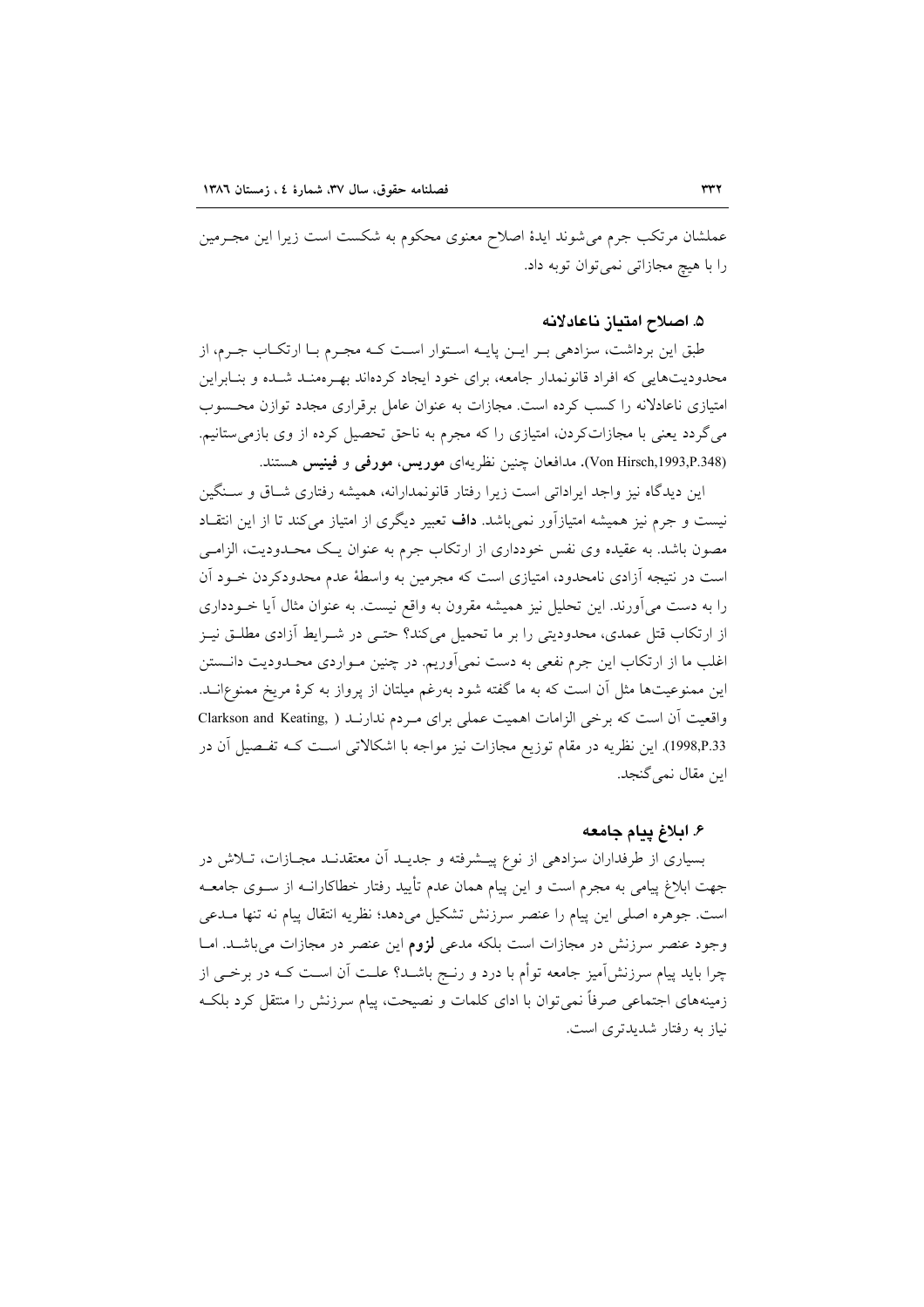عملشان مرتکب جرم می‌شوند ایدهٔ اصلاح معنوی محکوم به شکست است زیرا این مجـرمین را با هیچ مجازاتی نمی‌توان توبه داد.

## ۵. اصلاح امتیاز ناعادلانه

طبق این برداشت، سزادهی بـر ایـن پایـه اسـتوار اسـت کـه مجـرم بـا ارتکـاب جـرم، از محدودیت‌هایی که افراد قانونمدار جامعه، برای خود ایجاد کرده‌اند بهـره‌منـد شـده و بنـابراین امتیازی ناعادلانه را کسب کرده است. مجازات به عنوان عامل برقراری مجدد توازن محـسوب می‌گردد یعنی با مجازات‌کردن، امتیازی را که مجرم به ناحق تحصیل کرده از وی بازمی‌ستانیم. (Von Hirsch,1993,P.348). مدافعان چنین نظریه‌ای **موریس**، **مورفی** و **فینیس** هستند.

این دیدگاه نیز واجد ایراداتی است زیرا رفتار قانونمدارانه، همیشه رفتاری شـاق و سـنگین نیست و جرم نیز همیشه امتیازآور نمی‌باشد. **داف** تعبیر دیگری از امتیاز می‌کند تا از این انتقـاد مصون باشد. به عقیده وی نفس خودداری از ارتکاب جرم به عنوان یـک محـدودیت، الزامـی است در نتیجه آزادی نامحدود، امتیازی است که مجرمین به واسطهٔ عدم محدودکردن خـود آن را به دست می‌آورند. این تحلیل نیز همیشه مقرون به واقع نیست. به عنوان مثال آیا خـودداری از ارتکاب قتل عمدی، محدودیتی را بر ما تحمیل می‌کند؟ حتـی در شـرایط آزادی مطلـق نیـز اغلب ما از ارتکاب این جرم نفعی به دست نمی‌آوریم. در چنین مـواردی محـدودیت دانـستن این ممنوعیت‌ها مثل آن است که به ما گفته شود به‌رغم میلتان از پرواز به کرهٔ مریخ ممنوع‌انـد. واقعیت آن است که برخی الزامات اهمیت عملی برای مـردم ندارنـد ( ,Clarkson and Keating 1998,P.33). این نظریه در مقام توزیع مجازات نیز مواجه با اشکالاتی اسـت کـه تفـصیل آن در این مقال نمی‌گنجد.

## ۶. ابلاغ پیام جامعه

بسیاری از طرفداران سزادهی از نوع پیـشرفته و جدیـد آن معتقدنـد مجـازات، تـلاش در جهت ابلاغ پیامی به مجرم است و این پیام همان عدم تأیید رفتار خطاکارانـه از سـوی جامعـه است. جوهره اصلی این پیام را عنصر سرزنش تشکیل می‌دهد؛ نظریه انتقال پیام نه تنها مـدعی وجود عنصر سرزنش در مجازات است بلکه مدعی **لزوم** این عنصر در مجازات می‌باشـد. امـا چرا باید پیام سرزنش‌آمیز جامعه توأم با درد و رنـج باشـد؟ علـت آن اسـت کـه در برخـی از زمینه‌های اجتماعی صرفاً نمی‌توان با ادای کلمات و نصیحت، پیام سرزنش را منتقل کرد بلکـه نیاز به رفتار شدیدتری است.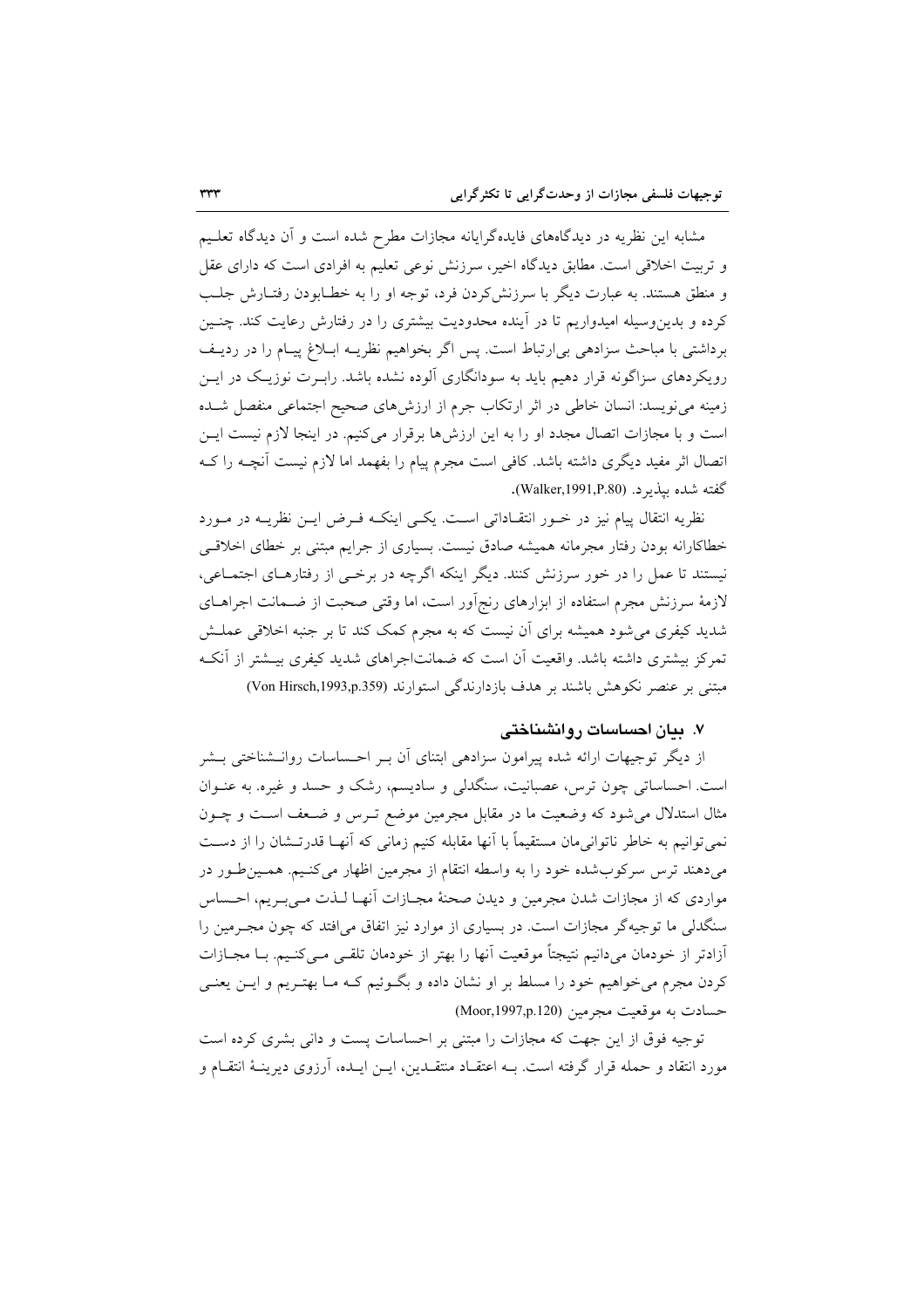مشابه این نظریه در دیدگاه‌های فایده‌گرایانه مجازات مطرح شده است و آن دیدگاه تعلیم و تربیت اخلاقی است. مطابق دیدگاه اخیر، سرزنش نوعی تعلیم به افرادی است که دارای عقل و منطق هستند. به عبارت دیگر با سرزنش‌کردن فرد، توجه او را به خطابودن رفتارش جلب کرده و بدین‌وسیله امیدواریم تا در آینده محدودیت بیشتری را در رفتارش رعایت کند. چنین برداشتی با مباحث سزادهی بی‌ارتباط است. پس اگر بخواهیم نظریه ابلاغ پیام را در ردیف رویکردهای سزاگونه قرار دهیم باید به سودانگاری آلوده نشده باشد. رابرت نوزیک در این زمینه می‌نویسد: انسان خاطی در اثر ارتکاب جرم از ارزش‌های صحیح اجتماعی منفصل شده است و با مجازات اتصال مجدد او را به این ارزش‌ها برقرار می‌کنیم. در اینجا لازم نیست این اتصال اثر مفید دیگری داشته باشد. کافی است مجرم پیام را بفهمد اما لازم نیست آنچه را که گفته شده بپذیرد. (Walker,1991,P.80).

نظریه انتقال پیام نیز در خور انتقاداتی است. یکی اینکه فرض این نظریه در مورد خطاکارانه بودن رفتار مجرمانه همیشه صادق نیست. بسیاری از جرایم مبتنی بر خطای اخلاقی نیستند تا عمل را در خور سرزنش کنند. دیگر اینکه اگرچه در برخی از رفتارهای اجتماعی، لازمهٔ سرزنش مجرم استفاده از ابزارهای رنج‌آور است، اما وقتی صحبت از ضمانت اجراهای شدید کیفری می‌شود همیشه برای آن نیست که به مجرم کمک کند تا بر جنبه اخلاقی عملش تمرکز بیشتری داشته باشد. واقعیت آن است که ضمانت‌اجراهای شدید کیفری بیشتر از آنکه مبتنی بر عنصر نکوهش باشند بر هدف بازدارندگی استوارند (Von Hirsch,1993,p.359)

## ۷. بیان احساسات روانشناختی

از دیگر توجیهات ارائه شده پیرامون سزادهی ابتنای آن بر احساسات روانشناختی بشر است. احساساتی چون ترس، عصبانیت، سنگدلی و سادیسم، رشک و حسد و غیره. به عنوان مثال استدلال می‌شود که وضعیت ما در مقابل مجرمین موضع ترس و ضعف است و چون نمی‌توانیم به خاطر ناتوانی‌مان مستقیماً با آنها مقابله کنیم زمانی که آنها قدرتشان را از دست می‌دهند ترس سرکوب‌شده خود را به واسطه انتقام از مجرمین اظهار می‌کنیم. همین‌طور در مواردی که از مجازات شدن مجرمین و دیدن صحنهٔ مجازات آنها لذت می‌بریم، احساس سنگدلی ما توجیه‌گر مجازات است. در بسیاری از موارد نیز اتفاق می‌افتد که چون مجرمین را آزادتر از خودمان می‌دانیم نتیجتاً موقعیت آنها را بهتر از خودمان تلقی می‌کنیم. با مجازات کردن مجرم می‌خواهیم خود را مسلط بر او نشان داده و بگوئیم که ما بهتریم و این یعنی حسادت به موقعیت مجرمین (Moor,1997,p.120)

توجیه فوق از این جهت که مجازات را مبتنی بر احساسات پست و دانی بشری کرده است مورد انتقاد و حمله قرار گرفته است. به اعتقاد منتقدین، این ایده، آرزوی دیرینهٔ انتقام و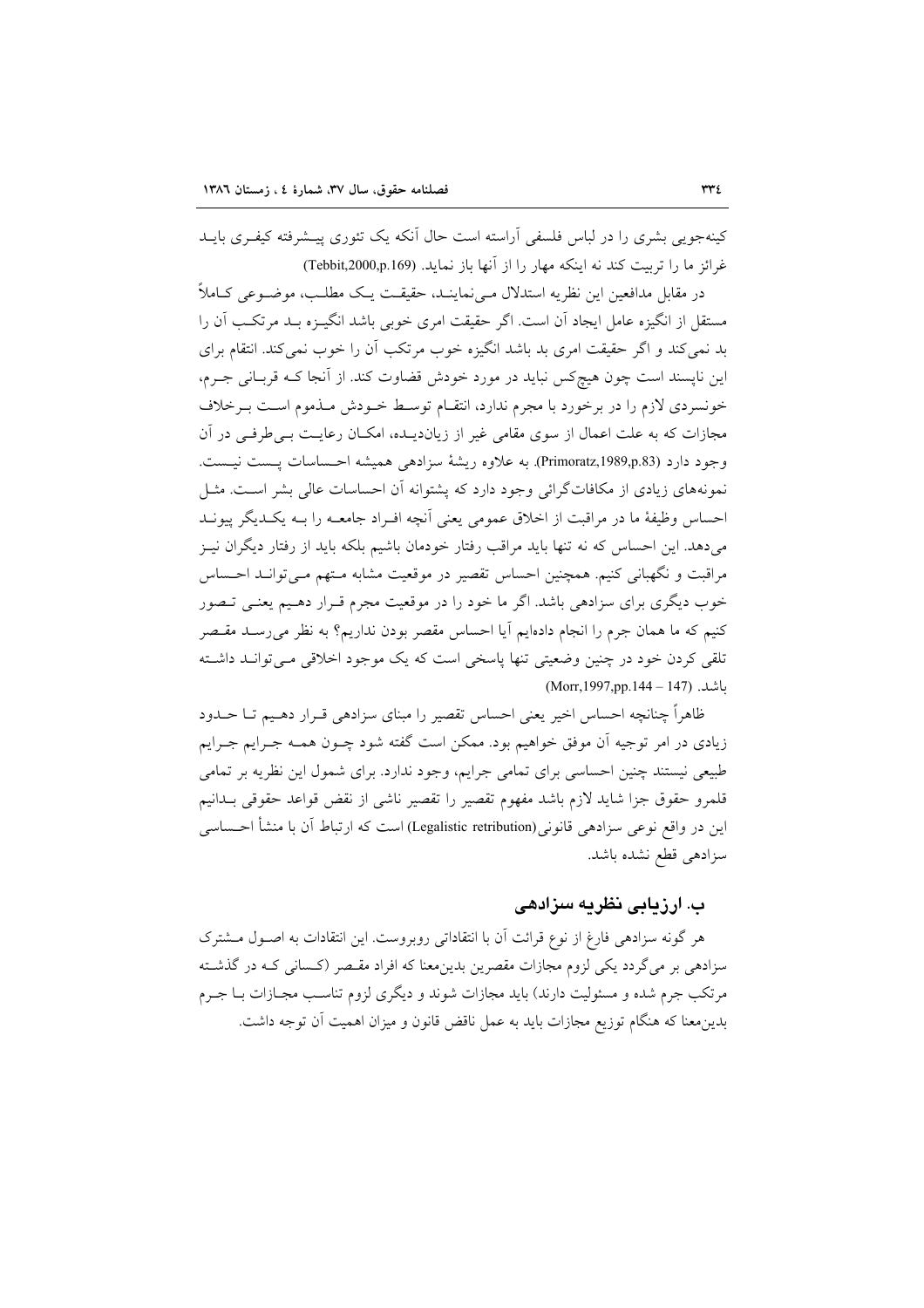کینه‌جویی بشری را در لباس فلسفی آراسته است حال آنکه یک تئوری پیشرفته کیفری باید غرائز ما را تربیت کند نه اینکه مهار را از آنها باز نماید. (Tebbit,2000,p.169)

در مقابل مدافعین این نظریه استدلال می‌نمایند، حقیقت یک مطلب، موضوعی کاملاً مستقل از انگیزه عامل ایجاد آن است. اگر حقیقت امری خوبی باشد انگیزه بد مرتکب آن را بد نمی‌کند و اگر حقیقت امری بد باشد انگیزه خوب مرتکب آن را خوب نمی‌کند. انتقام برای این ناپسند است چون هیچ‌کس نباید در مورد خودش قضاوت کند. از آنجا که قربانی جرم، خونسردی لازم را در برخورد با مجرم ندارد، انتقام توسط خودش مذموم است برخلاف مجازات که به علت اعمال از سوی مقامی غیر از زیان‌دیده، امکان رعایت بی‌طرفی در آن وجود دارد (Primoratz,1989,p.83). به علاوه ریشهٔ سزادهی همیشه احساسات پست نیست. نمونه‌های زیادی از مکافات‌گرائی وجود دارد که پشتوانه آن احساسات عالی بشر است. مثل احساس وظیفهٔ ما در مراقبت از اخلاق عمومی یعنی آنچه افراد جامعه را به یکدیگر پیوند می‌دهد. این احساس که نه تنها باید مراقب رفتار خودمان باشیم بلکه باید از رفتار دیگران نیز مراقبت و نگهبانی کنیم. همچنین احساس تقصیر در موقعیت مشابه متهم می‌تواند احساس خوب دیگری برای سزادهی باشد. اگر ما خود را در موقعیت مجرم قرار دهیم یعنی تصور کنیم که ما همان جرم را انجام داده‌ایم آیا احساس مقصر بودن نداریم؟ به نظر می‌رسد مقصر تلقی کردن خود در چنین وضعیتی تنها پاسخی است که یک موجود اخلاقی می‌تواند داشته باشد. (Morr,1997,pp.144 – 147)

ظاهراً چنانچه احساس اخیر یعنی احساس تقصیر را مبنای سزادهی قرار دهیم تا حدود زیادی در امر توجیه آن موفق خواهیم بود. ممکن است گفته شود چون همه جرایم جرایم طبیعی نیستند چنین احساسی برای تمامی جرایم، وجود ندارد. برای شمول این نظریه بر تمامی قلمرو حقوق جزا شاید لازم باشد مفهوم تقصیر را تقصیر ناشی از نقض قواعد حقوقی بدانیم این در واقع نوعی سزادهی قانونی(Legalistic retribution) است که ارتباط آن با منشأ احساسی سزادهی قطع نشده باشد.

## ب. ارزیابی نظریه سزادهی

هر گونه سزادهی فارغ از نوع قرائت آن با انتقاداتی روبروست. این انتقادات به اصول مشترک سزادهی بر می‌گردد یکی لزوم مجازات مقصرین بدین‌معنا که افراد مقصر (کسانی که در گذشته مرتکب جرم شده و مسئولیت دارند) باید مجازات شوند و دیگری لزوم تناسب مجازات با جرم بدین‌معنا که هنگام توزیع مجازات باید به عمل ناقض قانون و میزان اهمیت آن توجه داشت.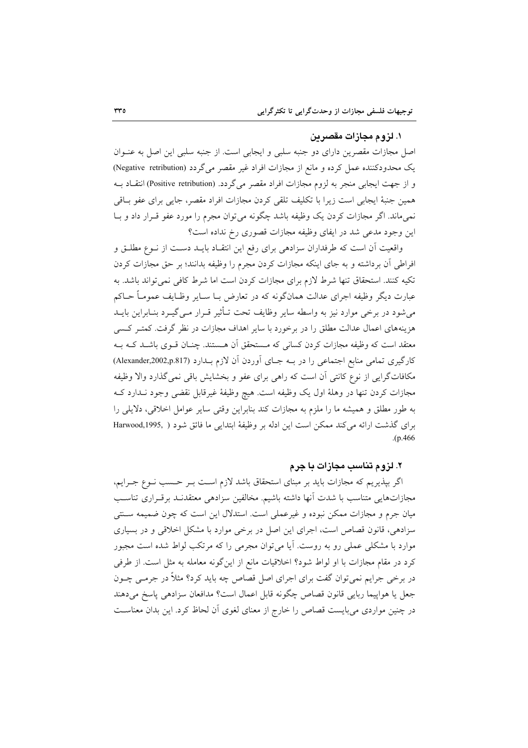### ۱. لزوم مجازات مقصرین

اصل مجازات مقصرین دارای دو جنبه سلبی و ایجابی است. از جنبه سلبی این اصل به عنـوان یک محدودکننده عمل کرده و مانع از مجازات افراد غیر مقصر می‌گردد (Negative retribution) و از جهت ایجابی منجر به لزوم مجازات افراد مقصر می‌گردد. (Positive retribution) انتقـاد بـه همین جنبهٔ ایجابی است زیرا با تکلیف تلقی کردن مجازات افراد مقصر، جایی برای عفو بـاقی نمی‌ماند. اگر مجازات کردن یک وظیفه باشد چگونه می‌توان مجرم را مورد عفو قـرار داد و بـا این وجود مدعی شد در ایفای وظیفه مجازات قصوری رخ نداده است؟

واقعیت آن است که طرفداران سزادهی برای رفع این انتقـاد بایـد دسـت از نـوع مطلـق و افراطی آن برداشته و به جای اینکه مجازات کردن مجرم را وظیفه بدانند؛ بر حق مجازات کردن تکیه کنند. استحقاق تنها شرط لازم برای مجازات کردن است اما شرط کافی نمی‌تواند باشد. به عبارت دیگر وظیفه اجرای عدالت همان‌گونه که در تعارض بـا سـایر وظـایف عمومـاً حـاکم می‌شود در برخی موارد نیز به واسطه سایر وظایف تحت تـأثیر قـرار مـی‌گیـرد بنـابراین بایـد هزینه‌های اعمال عدالت مطلق را در برخورد با سایر اهداف مجازات در نظر گرفت. کمتـر کـسی معتقد است که وظیفه مجازات کردن کسانی که مـستحقق آن هـستند. چنـان قـوی باشـد کـه بـه کارگیری تمامی منابع اجتماعی را در بـه جـای آوردن آن لازم بـدارد (Alexander,2002,p.817) مکافات‌گرایی از نوع کانتی آن است که راهی برای عفو و بخشایش باقی نمی‌گذارد والا وظیفه مجازات کردن تنها در وهلهٔ اول یک وظیفه است. هیچ وظیفهٔ غیرقابل نقضی وجود نـدارد کـه به طور مطلق و همیشه ما را ملزم به مجازات کند بنابراین وقتی سایر عوامل اخلاقی، دلایلی را برای گذشت ارائه می‌کند ممکن است این ادله بر وظیفهٔ ابتدایی ما فائق شود ( Harwood,1995, p.466).

### ۲. لزوم تناسب مجازات با جرم

اگر بپذیریم که مجازات باید بر مبنای استحقاق باشد لازم اسـت بـر حـسب نـوع جـرایم، مجازات‌هایی متناسب با شدت آنها داشته باشیم. مخالفین سزادهی معتقدنـد برقـراری تناسـب میان جرم و مجازات ممکن نبوده و غیرعملی است. استدلال این است که چون ضمیمه سـنتی سزادهی، قانون قصاص است، اجرای این اصل در برخی موارد با مشکل اخلاقی و در بسیاری موارد با مشکلی عملی رو به روست. آیا می‌توان مجرمی را که مرتکب لواط شده است مجبور کرد در مقام مجازات با او لواط شود؟ اخلاقیات مانع از این‌گونه معامله به مثل است. از طرفی در برخی جرایم نمی‌توان گفت برای اجرای اصل قصاص چه باید کرد؟ مثلاً در جرمـی چـون جعل یا هواپیما ربایی قانون قصاص چگونه قابل اعمال است؟ مدافعان سزادهی پاسخ می‌دهند در چنین مواردی می‌بایست قصاص را خارج از معنای لغوی آن لحاظ کرد. این بدان معناسـت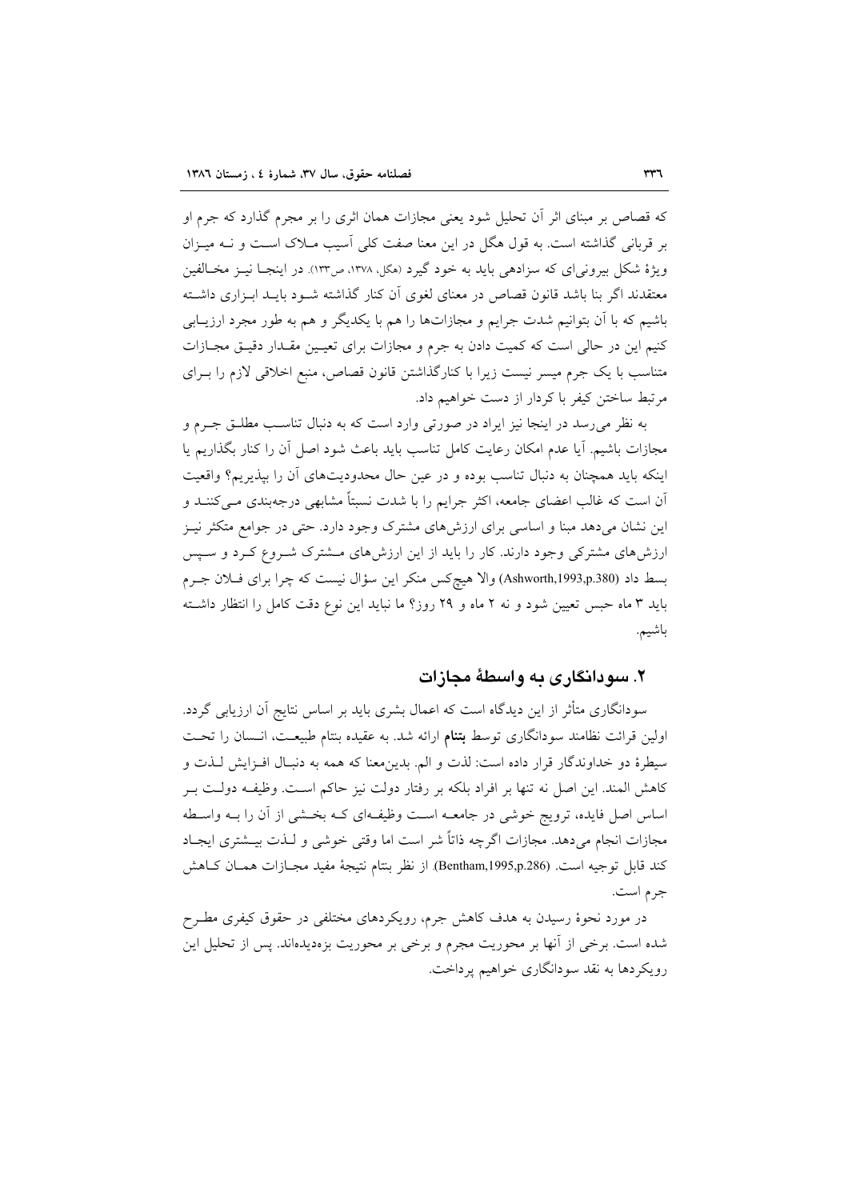که قصاص بر مبنای اثر آن تحلیل شود یعنی مجازات همان اثری را بر مجرم گذارد که جرم او بر قربانی گذاشته است. به قول هگل در این معنا صفت کلی آسیب ملاک است و نه میزان ویژهٔ شکل بیرونی‌ای که سزادهی باید به خود گیرد (هگل، ۱۳۷۸، ص۱۳۳). در اینجا نیز مخالفین معتقدند اگر بنا باشد قانون قصاص در معنای لغوی آن کنار گذاشته شود باید ابزاری داشته باشیم که با آن بتوانیم شدت جرایم و مجازات‌ها را هم با یکدیگر و هم به طور مجرد ارزیابی کنیم این در حالی است که کمیت دادن به جرم و مجازات برای تعیین مقدار دقیق مجازات متناسب با یک جرم میسر نیست زیرا با کنارگذاشتن قانون قصاص، منبع اخلاقی لازم را برای مرتبط ساختن کیفر با کردار از دست خواهیم داد.

به نظر می‌رسد در اینجا نیز ایراد در صورتی وارد است که به دنبال تناسب مطلق جرم و مجازات باشیم. آیا عدم امکان رعایت کامل تناسب باید باعث شود اصل آن را کنار بگذاریم یا اینکه باید همچنان به دنبال تناسب بوده و در عین حال محدودیت‌های آن را بپذیریم؟ واقعیت آن است که غالب اعضای جامعه، اکثر جرایم را با شدت نسبتاً مشابهی درجه‌بندی می‌کنند و این نشان می‌دهد مبنا و اساسی برای ارزش‌های مشترک وجود دارد. حتی در جوامع متکثر نیز ارزش‌های مشترکی وجود دارند. کار را باید از این ارزش‌های مشترک شروع کرد و سپس بسط داد (Ashworth,1993,p.380) والا هیچ‌کس منکر این سؤال نیست که چرا برای فلان جرم باید ۳ ماه حبس تعیین شود و نه ۲ ماه و ۲۹ روز؟ ما نباید این نوع دقت کامل را انتظار داشته باشیم.

## ۲. سودانگاری به واسطهٔ مجازات

سودانگاری متأثر از این دیدگاه است که اعمال بشری باید بر اساس نتایج آن ارزیابی گردد. اولین قرائت نظامند سودانگاری توسط **بنتام** ارائه شد. به عقیده بنتام طبیعت، انسان را تحت سیطرهٔ دو خداوندگار قرار داده است: لذت و الم. بدین‌معنا که همه به دنبال افزایش لذت و کاهش الم‌اند. این اصل نه تنها بر افراد بلکه بر رفتار دولت نیز حاکم است. وظیفه دولت بر اساس اصل فایده، ترویج خوشی در جامعه است وظیفه‌ای که بخشی از آن را به واسطه مجازات انجام می‌دهد. مجازات اگرچه ذاتاً شر است اما وقتی خوشی و لذت بیشتری ایجاد کند قابل توجیه است. (Bentham,1995,p.286). از نظر بنتام نتیجهٔ مفید مجازات همان کاهش جرم است.

در مورد نحوهٔ رسیدن به هدف کاهش جرم، رویکردهای مختلفی در حقوق کیفری مطرح شده است. برخی از آنها بر محوریت مجرم و برخی بر محوریت بزه‌دیده‌اند. پس از تحلیل این رویکردها به نقد سودانگاری خواهیم پرداخت.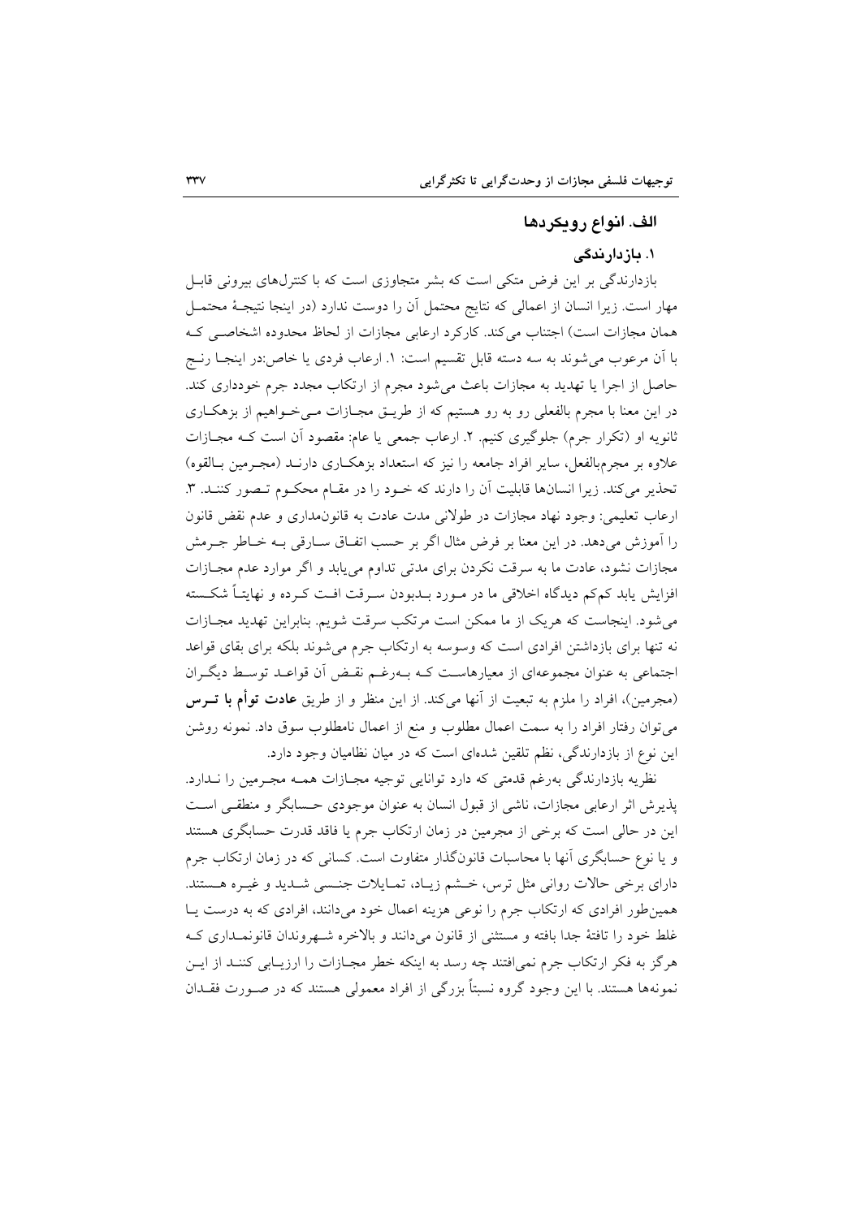## الف. انواع رویکردها

### ۱. بازدارندگی

بازدارندگی بر این فرض متکی است که بشر متجاوزی است که با کنترل‌های بیرونی قابل مهار است. زیرا انسان از اعمالی که نتایج محتمل آن را دوست ندارد (در اینجا نتیجهٔ محتمل همان مجازات است) اجتناب می‌کند. کارکرد ارعابی مجازات از لحاظ محدوده اشخاصی که با آن مرعوب می‌شوند به سه دسته قابل تقسیم است: ۱. ارعاب فردی یا خاص:در اینجا رنج حاصل از اجرا یا تهدید به مجازات باعث می‌شود مجرم از ارتکاب مجدد جرم خودداری کند. در این معنا با مجرم بالفعلی رو به رو هستیم که از طریق مجازات می‌خواهیم از بزهکاری ثانویه او (تکرار جرم) جلوگیری کنیم. ۲. ارعاب جمعی یا عام: مقصود آن است که مجازات علاوه بر مجرم‌بالفعل، سایر افراد جامعه را نیز که استعداد بزهکاری دارند (مجرمین بالقوه) تحذیر می‌کند. زیرا انسان‌ها قابلیت آن را دارند که خود را در مقام محکوم تصور کنند. ۳. ارعاب تعلیمی: وجود نهاد مجازات در طولانی مدت عادت به قانون‌مداری و عدم نقض قانون را آموزش می‌دهد. در این معنا بر فرض مثال اگر بر حسب اتفاق سارقی به خاطر جرمش مجازات نشود، عادت ما به سرقت نکردن برای مدتی تداوم می‌یابد و اگر موارد عدم مجازات افزایش یابد کم‌کم دیدگاه اخلاقی ما در مورد بدبودن سرقت افت کرده و نهایتاً شکسته می‌شود. اینجاست که هریک از ما ممکن است مرتکب سرقت شویم. بنابراین تهدید مجازات نه تنها برای بازداشتن افرادی است که وسوسه به ارتکاب جرم می‌شوند بلکه برای بقای قواعد اجتماعی به عنوان مجموعه‌ای از معیارهاست که به‌رغم نقض آن قواعد توسط دیگران (مجرمین)، افراد را ملزم به تبعیت از آنها می‌کند. از این منظر و از طریق **عادت توأم با ترس** می‌توان رفتار افراد را به سمت اعمال مطلوب و منع از اعمال نامطلوب سوق داد. نمونه روشن این نوع از بازدارندگی، نظم تلقین شده‌ای است که در میان نظامیان وجود دارد.

نظریه بازدارندگی به‌رغم قدمتی که دارد توانایی توجیه مجازات همه مجرمین را ندارد. پذیرش اثر ارعابی مجازات، ناشی از قبول انسان به عنوان موجودی حسابگر و منطقی است این در حالی است که برخی از مجرمین در زمان ارتکاب جرم یا فاقد قدرت حسابگری هستند و یا نوع حسابگری آنها با محاسبات قانون‌گذار متفاوت است. کسانی که در زمان ارتکاب جرم دارای برخی حالات روانی مثل ترس، خشم زیاد، تمایلات جنسی شدید و غیره هستند. همین‌طور افرادی که ارتکاب جرم را نوعی هزینه اعمال خود می‌دانند، افرادی که به درست یا غلط خود را تافتهٔ جدا بافته و مستثنی از قانون می‌دانند و بالاخره شهروندان قانونمداری که هرگز به فکر ارتکاب جرم نمی‌افتند چه رسد به اینکه خطر مجازات را ارزیابی کنند از این نمونه‌ها هستند. با این وجود گروه نسبتاً بزرگی از افراد معمولی هستند که در صورت فقدان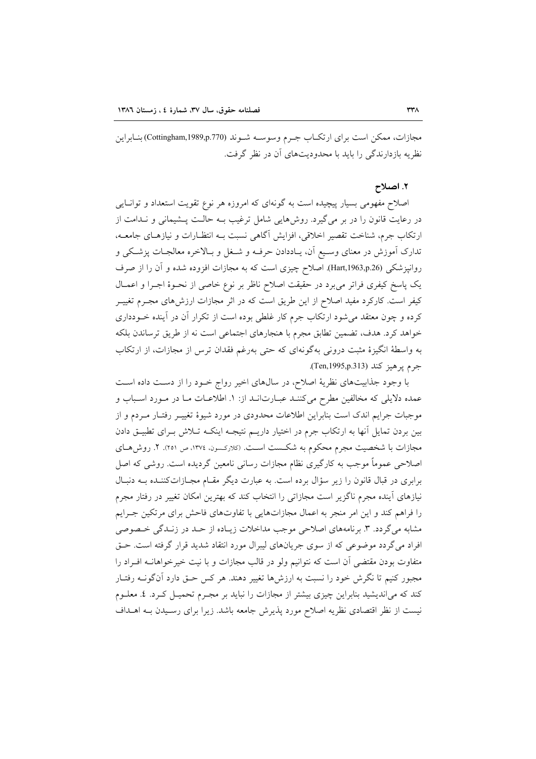مجازات، ممکن است برای ارتکاب جرم وسوسه شوند (Cottingham,1989,p.770) بنابراین نظریه بازدارندگی را باید با محدودیت‌های آن در نظر گرفت.

## ۲. اصلاح

اصلاح مفهومی بسیار پیچیده است به گونه‌ای که امروزه هر نوع تقویت استعداد و توانایی در رعایت قانون را در بر می‌گیرد. روش‌هایی شامل ترغیب به حالت پشیمانی و ندامت از ارتکاب جرم، شناخت تقصیر اخلاقی، افزایش آگاهی نسبت به انتظارات و نیازهای جامعه، تدارک آموزش در معنای وسیع آن، یاددادن حرفه و شغل و بالاخره معالجات پزشکی و روانپزشکی (Hart,1963,p.26). اصلاح چیزی است که به مجازات افزوده شده و آن را از صرف یک پاسخ کیفری فراتر می‌برد در حقیقت اصلاح ناظر بر نوع خاصی از نحوهٔ اجرا و اعمال کیفر است. کارکرد مفید اصلاح از این طریق است که در اثر مجازات ارزش‌های مجرم تغییر کرده و چون معتقد می‌شود ارتکاب جرم کار غلطی بوده است از تکرار آن در آینده خودداری خواهد کرد. هدف، تضمین تطابق مجرم با هنجارهای اجتماعی است نه از طریق ترساندن بلکه به واسطهٔ انگیزهٔ مثبت درونی به‌گونه‌ای که حتی به‌رغم فقدان ترس از مجازات، از ارتکاب جرم پرهیز کند (Ten,1995,p.313).

با وجود جذابیت‌های نظریهٔ اصلاح، در سال‌های اخیر رواج خود را از دست داده است عمده دلایلی که مخالفین مطرح می‌کنند عبارتاند از: ۱. اطلاعات ما در مورد اسباب و موجبات جرایم اندک است بنابراین اطلاعات محدودی در مورد شیوهٔ تغییر رفتار مردم و از بین بردن تمایل آنها به ارتکاب جرم در اختیار داریم نتیجه اینکه تلاش برای تطبیق دادن مجازات با شخصیت مجرم محکوم به شکست است. (کلارکسون، ۱۳۷٤، ص ۲۵۱). ۲. روش‌های اصلاحی عموماً موجب به کارگیری نظام مجازات رسانی نامعین گردیده است. روشی که اصل برابری در قبال قانون را زیر سؤال برده است. به عبارت دیگر مقام مجازات‌کننده به دنبال نیازهای آینده مجرم ناگزیر است مجازاتی را انتخاب کند که بهترین امکان تغییر در رفتار مجرم را فراهم کند و این امر منجر به اعمال مجازات‌هایی با تفاوت‌های فاحش برای مرتکبین جرایم مشابه می‌گردد. ۳. برنامه‌های اصلاحی موجب مداخلات زیاده از حد در زندگی خصوصی افراد می‌گردد موضوعی که از سوی جریان‌های لیبرال مورد انتقاد شدید قرار گرفته است. حق متفاوت بودن مقتضی آن است که نتوانیم ولو در قالب مجازات و با نیت خیرخواهانه افراد را مجبور کنیم تا نگرش خود را نسبت به ارزش‌ها تغییر دهند. هر کس حق دارد آن‌گونه رفتار کند که می‌اندیشد بنابراین چیزی بیشتر از مجازات را نباید بر مجرم تحمیل کرد. ٤. معلوم نیست از نظر اقتصادی نظریه اصلاح مورد پذیرش جامعه باشد. زیرا برای رسیدن به اهداف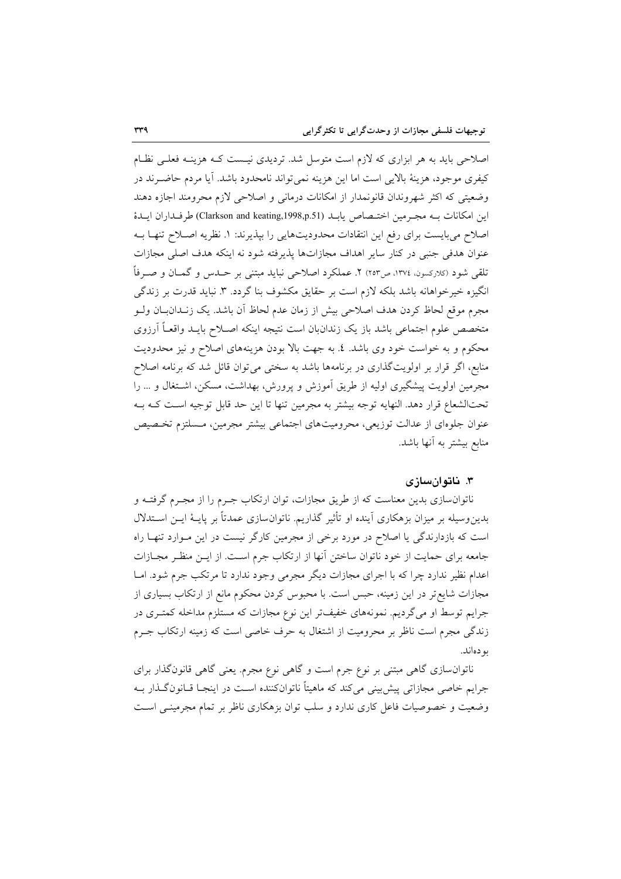اصلاحی باید به هر ابزاری که لازم است متوسل شد. تردیدی نیست کـه هزینـه فعلـی نظـام کیفری موجود، هزینهٔ بالایی است اما این هزینه نمی‌تواند نامحدود باشد. آیا مردم حاضـرند در وضعیتی که اکثر شهروندان قانونمدار از امکانات درمانی و اصلاحی لازم محرومند اجازه دهند این امکانات بـه مجـرمین اختـصاص یابـد (Clarkson and keating,1998,p.51) طرفـداران ایـدهٔ اصلاح می‌بایست برای رفع این انتقادات محدودیت‌هایی را بپذیرند: ۱. نظریه اصـلاح تنهـا بـه عنوان هدفی جنبی در کنار سایر اهداف مجازات‌ها پذیرفته شود نه اینکه هدف اصلی مجازات تلقی شود (کلارکسون، ۱۳۷٤، ص۲۵۳) ۲. عملکرد اصلاحی نباید مبتنی بر حـدس و گمـان و صـرفاً انگیزه خیرخواهانه باشد بلکه لازم است بر حقایق مکشوف بنا گردد. ۳. نباید قدرت بر زندگی مجرم موقع لحاظ کردن هدف اصلاحی بیش از زمان عدم لحاظ آن باشد. یک زنـدانبـان ولـو متخصص علوم اجتماعی باشد باز یک زندانبان است نتیجه اینکه اصـلاح بایـد واقعـاً آرزوی محکوم و به خواست خود وی باشد. ٤. به جهت بالا بودن هزینه‌های اصلاح و نیز محدودیت منابع، اگر قرار بر اولویت‌گذاری در برنامه‌ها باشد به سختی می‌توان قائل شد که برنامه اصلاح مجرمین اولویت پیشگیری اولیه از طریق آموزش و پرورش، بهداشت، مسکن، اشـتغال و ... را تحت‌الشعاع قرار دهد. النهایه توجه بیشتر به مجرمین تنها تا این حد قابل توجیه اسـت کـه بـه عنوان جلوه‌ای از عدالت توزیعی، محرومیت‌های اجتماعی بیشتر مجرمین، مـستلزم تخـصیص منابع بیشتر به آنها باشد.

### ۳. ناتوان‌سازی

ناتوان‌سازی بدین معناست که از طریق مجازات، توان ارتکاب جـرم را از مجـرم گرفتـه و بدین‌وسیله بر میزان بزهکاری آینده او تأثیر گذاریم. ناتوان‌سازی عمدتاً بر پایـهٔ ایـن اسـتدلال است که بازدارندگی یا اصلاح در مورد برخی از مجرمین کارگر نیست در این مـوارد تنهـا راه جامعه برای حمایت از خود ناتوان ساختن آنها از ارتکاب جرم اسـت. از ایـن منظـر مجـازات اعدام نظیر ندارد چرا که با اجرای مجازات دیگر مجرمی وجود ندارد تا مرتکب جرم شود. امـا مجازات شایع‌تر در این زمینه، حبس است. با محبوس کردن محکوم مانع از ارتکاب بسیاری از جرایم توسط او می‌گردیم. نمونه‌های خفیف‌تر این نوع مجازات که مستلزم مداخله کمتـری در زندگی مجرم است ناظر بر محرومیت از اشتغال به حرف خاصی است که زمینه ارتکاب جـرم بوده‌اند.

ناتوان‌سازی گاهی مبتنی بر نوع جرم است و گاهی نوع مجرم. یعنی گاهی قانونگذار برای جرایم خاصی مجازاتی پیش‌بینی می‌کند که ماهیتاً ناتوان‌کننده اسـت در اینجـا قـانونگـذار بـه وضعیت و خصوصیات فاعل کاری ندارد و سلب توان بزهکاری ناظر بر تمام مجرمینـی اسـت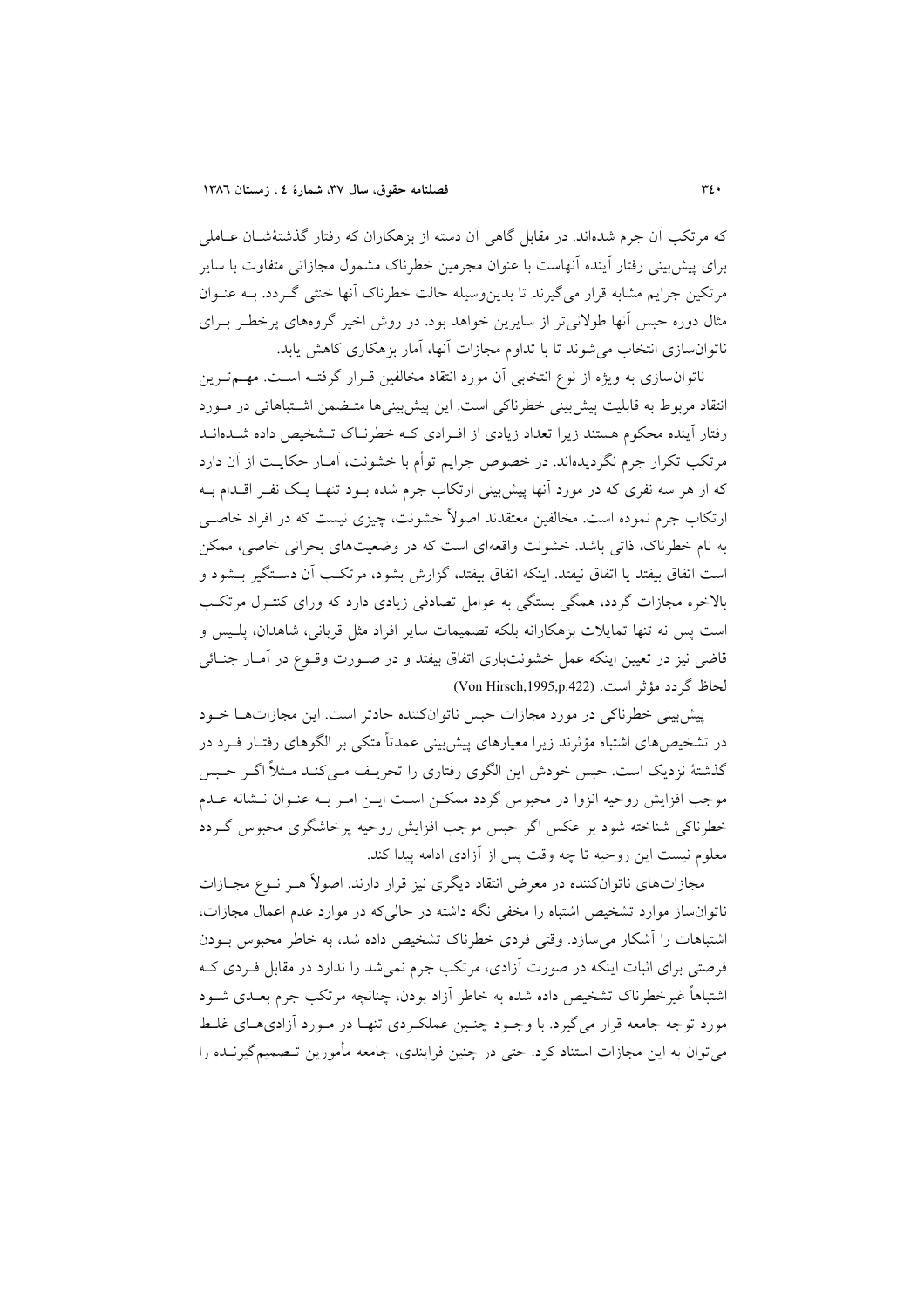که مرتکب آن جرم شده‌اند. در مقابل گاهی آن دسته از بزهکاران که رفتار گذشته‌شان عاملی برای پیش‌بینی رفتار آینده آنهاست با عنوان مجرمین خطرناک مشمول مجازاتی متفاوت با سایر مرتکبین جرایم مشابه قرار می‌گیرند تا بدین‌وسیله حالت خطرناک آنها خنثی گردد. به عنوان مثال دوره حبس آنها طولانی‌تر از سایرین خواهد بود. در روش اخیر گروه‌های پرخطر برای ناتوان‌سازی انتخاب می‌شوند تا با تداوم مجازات آنها، آمار بزهکاری کاهش یابد.

ناتوان‌سازی به ویژه از نوع انتخابی آن مورد انتقاد مخالفین قرار گرفته است. مهم‌ترین انتقاد مربوط به قابلیت پیش‌بینی خطرناکی است. این پیش‌بینی‌ها متضمن اشتباهاتی در مورد رفتار آینده محکوم هستند زیرا تعداد زیادی از افرادی که خطرناک تشخیص داده شده‌اند مرتکب تکرار جرم نگردیده‌اند. در خصوص جرایم توأم با خشونت، آمار حکایت از آن دارد که از هر سه نفری که در مورد آنها پیش‌بینی ارتکاب جرم شده بود تنها یک نفر اقدام به ارتکاب جرم نموده است. مخالفین معتقدند اصولاً خشونت، چیزی نیست که در افراد خاصی به نام خطرناک، ذاتی باشد. خشونت واقعه‌ای است که در وضعیت‌های بحرانی خاصی، ممکن است اتفاق بیفتد یا اتفاق نیفتد. اینکه اتفاق بیفتد، گزارش بشود، مرتکب آن دستگیر بشود و بالاخره مجازات گردد، همگی بستگی به عوامل تصادفی زیادی دارد که ورای کنترل مرتکب است پس نه تنها تمایلات بزهکارانه بلکه تصمیمات سایر افراد مثل قربانی، شاهدان، پلیس و قاضی نیز در تعیین اینکه عمل خشونت‌باری اتفاق بیفتد و در صورت وقوع در آمار جنائی لحاظ گردد مؤثر است. (Von Hirsch,1995,p.422)

پیش‌بینی خطرناکی در مورد مجازات حبس ناتوان‌کننده حادتر است. این مجازات‌ها خود در تشخیص‌های اشتباه مؤثرند زیرا معیارهای پیش‌بینی عمدتاً متکی بر الگوهای رفتار فرد در گذشتهٔ نزدیک است. حبس خودش این الگوی رفتاری را تحریف می‌کند مثلاً اگر حبس موجب افزایش روحیه انزوا در محبوس گردد ممکن است این امر به عنوان نشانه عدم خطرناکی شناخته شود بر عکس اگر حبس موجب افزایش روحیه پرخاشگری محبوس گردد معلوم نیست این روحیه تا چه وقت پس از آزادی ادامه پیدا کند.

مجازات‌های ناتوان‌کننده در معرض انتقاد دیگری نیز قرار دارند. اصولاً هر نوع مجازات ناتوان‌ساز موارد تشخیص اشتباه را مخفی نگه داشته در حالی‌که در موارد عدم اعمال مجازات، اشتباهات را آشکار می‌سازد. وقتی فردی خطرناک تشخیص داده شد، به خاطر محبوس بودن فرصتی برای اثبات اینکه در صورت آزادی، مرتکب جرم نمی‌شد را ندارد در مقابل فردی که اشتباهاً غیرخطرناک تشخیص داده شده به خاطر آزاد بودن، چنانچه مرتکب جرم بعدی شود مورد توجه جامعه قرار می‌گیرد. با وجود چنین عملکردی تنها در مورد آزادی‌های غلط می‌توان به این مجازات استناد کرد. حتی در چنین فرایندی، جامعه مأمورین تصمیم‌گیرنده را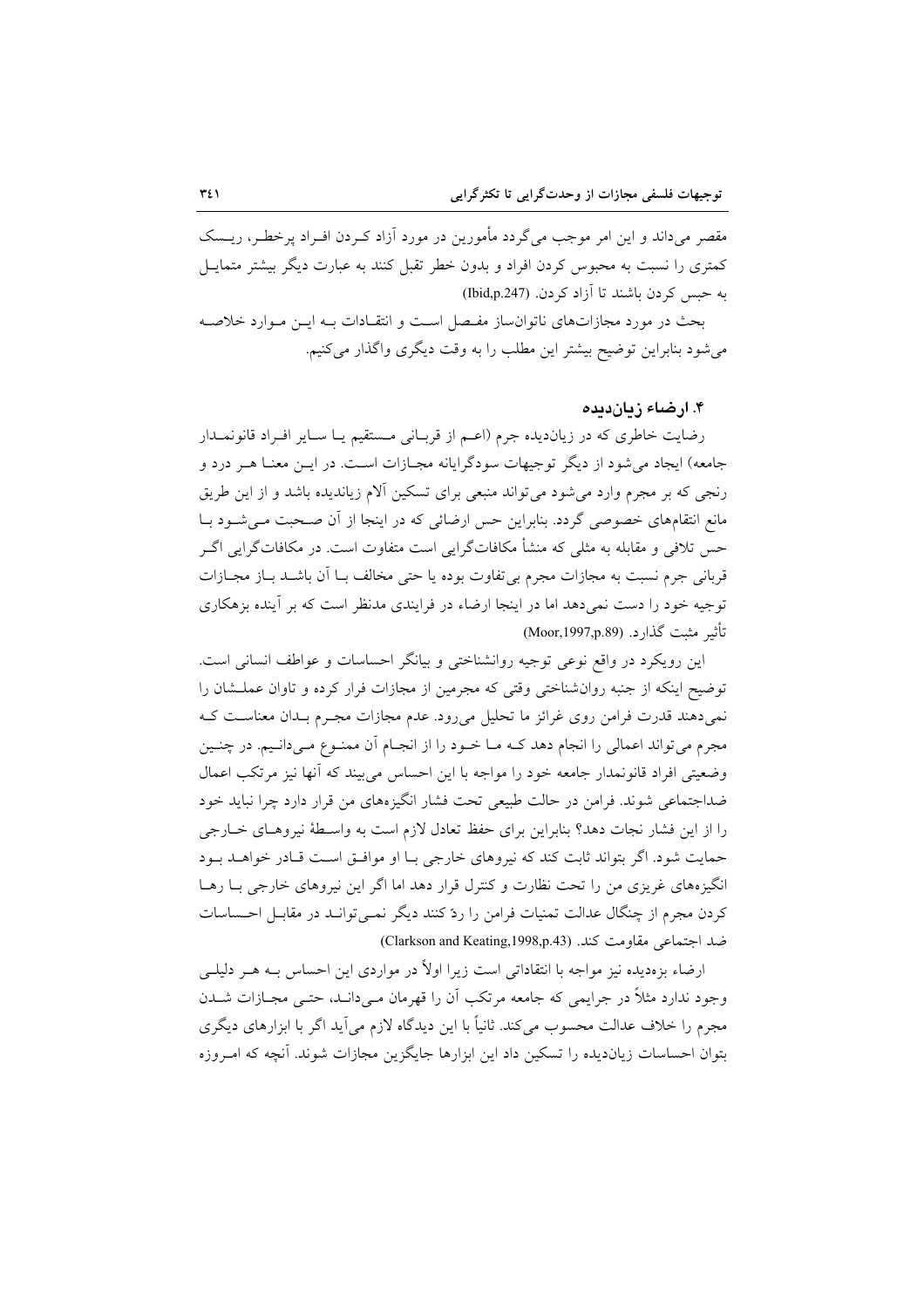مقصر می‌داند و این امر موجب می‌گردد مأمورین در مورد آزاد کـردن افـراد پرخطـر، ریـسک کمتری را نسبت به محبوس کردن افراد و بدون خطر تقبل کنند به عبارت دیگر بیشتر متمایـل به حبس کردن باشند تا آزاد کردن. (Ibid,p.247)

بحث در مورد مجازات‌های ناتوان‌ساز مفـصل اسـت و انتقـادات بـه ایـن مـوارد خلاصـه می‌شود بنابراین توضیح بیشتر این مطلب را به وقت دیگری واگذار می‌کنیم.

### ۴. ارضاء زیان‌دیده

رضایت خاطری که در زیان‌دیده جرم (اعـم از قربـانی مـستقیم یـا سـایر افـراد قانونمـدار جامعه) ایجاد می‌شود از دیگر توجیهات سودگرایانه مجـازات اسـت. در ایـن معنـا هـر درد و رنجی که بر مجرم وارد می‌شود می‌تواند منبعی برای تسکین آلام زیاندیده باشد و از این طریق مانع انتقام‌های خصوصی گردد. بنابراین حس ارضائی که در اینجا از آن صـحبت مـی‌شـود بـا حس تلافی و مقابله به مثلی که منشأ مکافات‌گرایی است متفاوت است. در مکافات‌گرایی اگـر قربانی جرم نسبت به مجازات مجرم بی‌تفاوت بوده یا حتی مخالف بـا آن باشـد بـاز مجـازات توجیه خود را دست نمی‌دهد اما در اینجا ارضاء در فرایندی مدنظر است که بر آینده بزهکاری تأثیر مثبت گذارد. (Moor,1997,p.89)

این رویکرد در واقع نوعی توجیه روانشناختی و بیانگر احساسات و عواطف انسانی است. توضیح اینکه از جنبه روان‌شناختی وقتی که مجرمین از مجازات فرار کرده و تاوان عملـشان را نمی‌دهند قدرت فرامن روی غرائز ما تحلیل می‌رود. عدم مجازات مجـرم بـدان معناسـت کـه مجرم می‌تواند اعمالی را انجام دهد کـه مـا خـود را از انجـام آن ممنـوع مـی‌دانـیم. در چنـین وضعیتی افراد قانونمدار جامعه خود را مواجه با این احساس می‌بینند که آنها نیز مرتکب اعمال ضداجتماعی شوند. فرامن در حالت طبیعی تحت فشار انگیزه‌های من قرار دارد چرا نباید خود را از این فشار نجات دهد؟ بنابراین برای حفظ تعادل لازم است به واسـطهٔ نیروهـای خـارجی حمایت شود. اگر بتواند ثابت کند که نیروهای خارجی بـا او موافـق اسـت قـادر خواهـد بـود انگیزه‌های غریزی من را تحت نظارت و کنترل قرار دهد اما اگر این نیروهای خارجی بـا رهـا کردن مجرم از چنگال عدالت تمنیات فرامن را ردّ کنند دیگر نمـی‌تواننـد در مقابـل احـساسات ضد اجتماعی مقاومت کند. (Clarkson and Keating,1998,p.43)

ارضاء بزه‌دیده نیز مواجه با انتقاداتی است زیرا اولاً در مواردی این احساس بـه هـر دلیلـی وجود ندارد مثلاً در جرایمی که جامعه مرتکب آن را قهرمان مـی‌دانـد، حتـی مجـازات شـدن مجرم را خلاف عدالت محسوب می‌کند. ثانیاً با این دیدگاه لازم می‌آید اگر با ابزارهای دیگری بتوان احساسات زیان‌دیده را تسکین داد این ابزارها جایگزین مجازات شوند. آنچه که امـروزه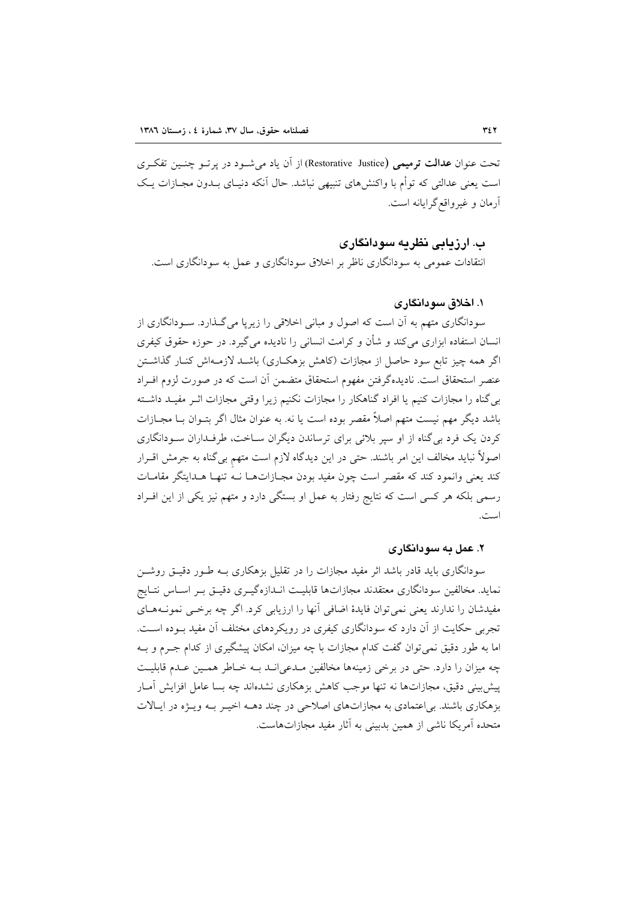تحت عنوان **عدالت ترمیمی** (Restorative Justice) از آن یاد می‌شود در پرتو چنین تفکری است یعنی عدالتی که توأم با واکنش‌های تنبیهی نباشد. حال آنکه دنیای بدون مجازات یک آرمان و غیرواقع‌گرایانه است.

## ب. ارزیابی نظریه سودانگاری

انتقادات عمومی به سودانگاری ناظر بر اخلاق سودانگاری و عمل به سودانگاری است.

### ۱. اخلاق سودانگاری

سودانگاری متهم به آن است که اصول و مبانی اخلاقی را زیرپا می‌گذارد. سودانگاری از انسان استفاده ابزاری می‌کند و شأن و کرامت انسانی را نادیده می‌گیرد. در حوزه حقوق کیفری اگر همه چیز تابع سود حاصل از مجازات (کاهش بزهکاری) باشد لازمه‌اش کنار گذاشتن عنصر استحقاق است. نادیده‌گرفتن مفهوم استحقاق متضمن آن است که در صورت لزوم افراد بی‌گناه را مجازات کنیم یا افراد گناهکار را مجازات نکنیم زیرا وقتی مجازات اثر مفید داشته باشد دیگر مهم نیست متهم اصلاً مقصر بوده است یا نه. به عنوان مثال اگر بتوان با مجازات کردن یک فرد بی‌گناه از او سپر بلائی برای ترساندن دیگران ساخت، طرفداران سودانگاری اصولاً نباید مخالف این امر باشند. حتی در این دیدگاه لازم است متهمِ بی‌گناه به جرمش اقرار کند یعنی وانمود کند که مقصر است چون مفید بودن مجازات‌ها نه تنها هدایتگر مقامات رسمی بلکه هر کسی است که نتایج رفتار به عمل او بستگی دارد و متهم نیز یکی از این افراد است.

### ۲. عمل به سودانگاری

سودانگاری باید قادر باشد اثر مفید مجازات را در تقلیل بزهکاری به طور دقیق روشن نماید. مخالفین سودانگاری معتقدند مجازات‌ها قابلیت اندازه‌گیری دقیق بر اساس نتایج مفیدشان را ندارند یعنی نمی‌توان فایدهٔ اضافی آنها را ارزیابی کرد. اگر چه برخی نمونه‌های تجربی حکایت از آن دارد که سودانگاری کیفری در رویکردهای مختلف آن مفید بوده است. اما به طور دقیق نمی‌توان گفت کدام مجازات با چه میزان، امکان پیشگیری از کدام جرم و به چه میزان را دارد. حتی در برخی زمینه‌ها مخالفین مدعی‌اند به خاطر همین عدم قابلیت پیش‌بینی دقیق، مجازات‌ها نه تنها موجب کاهش بزهکاری نشده‌اند چه بسا عامل افزایش آمار بزهکاری باشند. بی‌اعتمادی به مجازات‌های اصلاحی در چند دهه اخیر به ویژه در ایالات متحده آمریکا ناشی از همین بدبینی به آثار مفید مجازات‌هاست.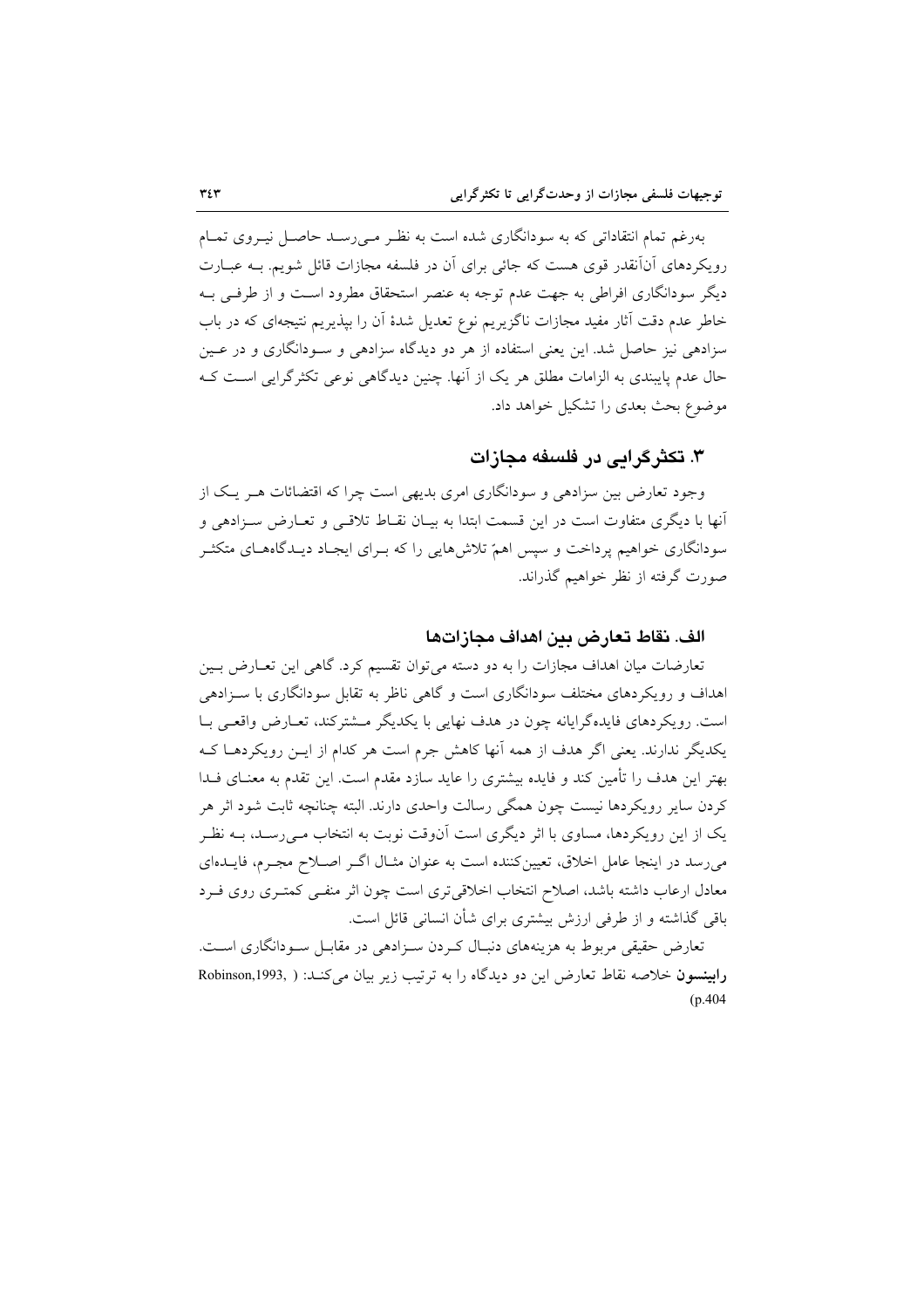به‌رغم تمام انتقاداتی که به سودانگاری شده است به نظر می‌رسد حاصل نیروی تمام رویکردهای آن‌آنقدر قوی هست که جائی برای آن در فلسفه مجازات قائل شویم. به عبارت دیگر سودانگاری افراطی به جهت عدم توجه به عنصر استحقاق مطرود است و از طرفی به خاطر عدم دقت آثار مفید مجازات ناگزیریم نوع تعدیل شدهٔ آن را بپذیریم نتیجه‌ای که در باب سزادهی نیز حاصل شد. این یعنی استفاده از هر دو دیدگاه سزادهی و سودانگاری و در عین حال عدم پایبندی به الزامات مطلق هر یک از آنها. چنین دیدگاهی نوعی تکثرگرایی است که موضوع بحث بعدی را تشکیل خواهد داد.

## ۳. تکثرگرایی در فلسفه مجازات

وجود تعارض بین سزادهی و سودانگاری امری بدیهی است چرا که اقتضائات هر یک از آنها با دیگری متفاوت است در این قسمت ابتدا به بیان نقاط تلاقی و تعارض سزادهی و سودانگاری خواهیم پرداخت و سپس اهمّ تلاش‌هایی را که برای ایجاد دیدگاه‌های متکثر صورت گرفته از نظر خواهیم گذراند.

### الف. نقاط تعارض بین اهداف مجازات‌ها

تعارضات میان اهداف مجازات را به دو دسته می‌توان تقسیم کرد. گاهی این تعارض بین اهداف و رویکردهای مختلف سودانگاری است و گاهی ناظر به تقابل سودانگاری با سزادهی است. رویکردهای فایده‌گرایانه چون در هدف نهایی با یکدیگر مشترکند، تعارض واقعی با یکدیگر ندارند. یعنی اگر هدف از همه آنها کاهش جرم است هر کدام از این رویکردها که بهتر این هدف را تأمین کند و فایده بیشتری را عاید سازد مقدم است. این تقدم به معنای فدا کردن سایر رویکردها نیست چون همگی رسالت واحدی دارند. البته چنانچه ثابت شود اثر هر یک از این رویکردها، مساوی با اثر دیگری است آن‌وقت نوبت به انتخاب می‌رسد، به نظر می‌رسد در اینجا عامل اخلاق، تعیین‌کننده است به عنوان مثال اگر اصلاح مجرم، فایده‌ای معادل ارعاب داشته باشد، اصلاح انتخاب اخلاقی‌تری است چون اثر منفی کمتری روی فرد باقی گذاشته و از طرفی ارزش بیشتری برای شأن انسانی قائل است.

تعارض حقیقی مربوط به هزینه‌های دنبال کردن سزادهی در مقابل سودانگاری است. **رابینسون** خلاصه نقاط تعارض این دو دیدگاه را به ترتیب زیر بیان می‌کند: (Robinson,1993, p.404)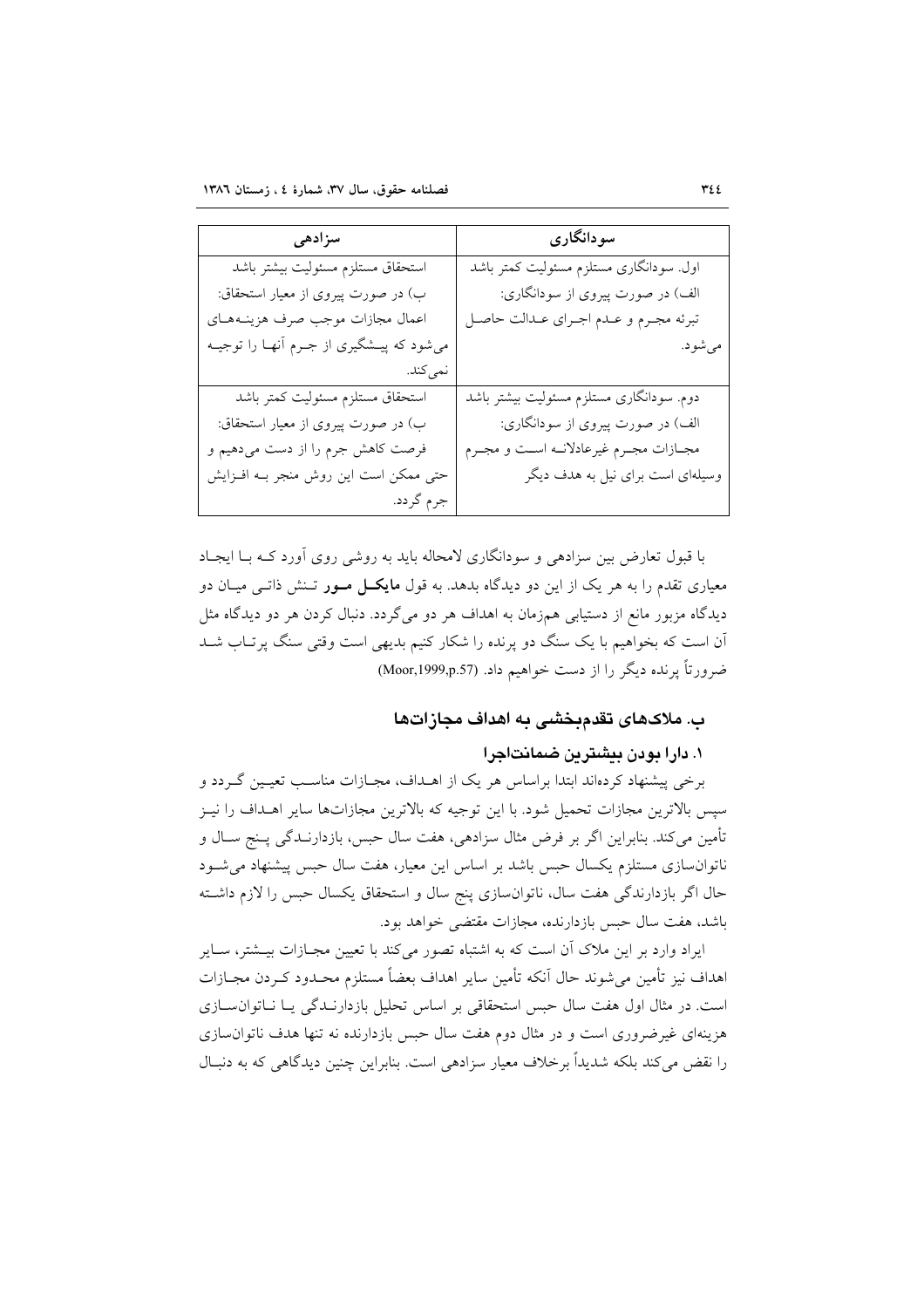| سودانگاری | سزادهی |
| --- | --- |
| اول. سودانگاری مستلزم مسئولیت کمتر باشد | استحقاق مستلزم مسئولیت بیشتر باشد |
| الف) در صورت پیروی از سودانگاری: تبرئه مجرم و عدم اجرای عدالت حاصل می‌شود. | ب) در صورت پیروی از معیار استحقاق: اعمال مجازات موجب صرف هزینه‌های می‌شود که پیشگیری از جرم آنها را توجیه نمی‌کند. |
| دوم. سودانگاری مستلزم مسئولیت بیشتر باشد | استحقاق مستلزم مسئولیت کمتر باشد |
| الف) در صورت پیروی از سودانگاری: مجازات مجرم غیرعادلانه است و مجرم وسیله‌ای است برای نیل به هدف دیگر | ب) در صورت پیروی از معیار استحقاق: فرصت کاهش جرم را از دست می‌دهیم و حتی ممکن است این روش منجر به افزایش جرم گردد. |

با قبول تعارض بین سزادهی و سودانگاری لامحاله باید به روشی روی آورد که با ایجاد معیاری تقدم را به هر یک از این دو دیدگاه بدهد. به قول **مایکل مور** تنش ذاتی میان دو دیدگاه مزبور مانع از دستیابی هم‌زمان به اهداف هر دو می‌گردد. دنبال کردن هر دو دیدگاه مثل آن است که بخواهیم با یک سنگ دو پرنده را شکار کنیم بدیهی است وقتی سنگ پرتاب شد ضرورتاً پرنده دیگر را از دست خواهیم داد. (Moor,1999,p.57)

### ب. ملاک‌های تقدم‌بخشی به اهداف مجازات‌ها

#### ۱. دارا بودن بیشترین ضمانت‌اجرا

برخی پیشنهاد کرده‌اند ابتدا براساس هر یک از اهداف، مجازات مناسب تعیین گردد و سپس بالاترین مجازات تحمیل شود. با این توجیه که بالاترین مجازات‌ها سایر اهداف را نیز تأمین می‌کند. بنابراین اگر بر فرض مثال سزادهی، هفت سال حبس، بازدارندگی پنج سال و ناتوان‌سازی مستلزم یکسال حبس باشد بر اساس این معیار، هفت سال حبس پیشنهاد می‌شود حال اگر بازدارندگی هفت سال، ناتوان‌سازی پنج سال و استحقاق یکسال حبس را لازم داشته باشد، هفت سال حبس بازدارنده، مجازات مقتضی خواهد بود.

ایراد وارد بر این ملاک آن است که به اشتباه تصور می‌کند با تعیین مجازات بیشتر، سایر اهداف نیز تأمین می‌شوند حال آنکه تأمین سایر اهداف بعضاً مستلزم محدود کردن مجازات است. در مثال اول هفت سال حبس استحقاقی بر اساس تحلیل بازدارندگی یا ناتوان‌سازی هزینه‌ای غیرضروری است و در مثال دوم هفت سال حبس بازدارنده نه تنها هدف ناتوان‌سازی را نقض می‌کند بلکه شدیداً برخلاف معیار سزادهی است. بنابراین چنین دیدگاهی که به دنبال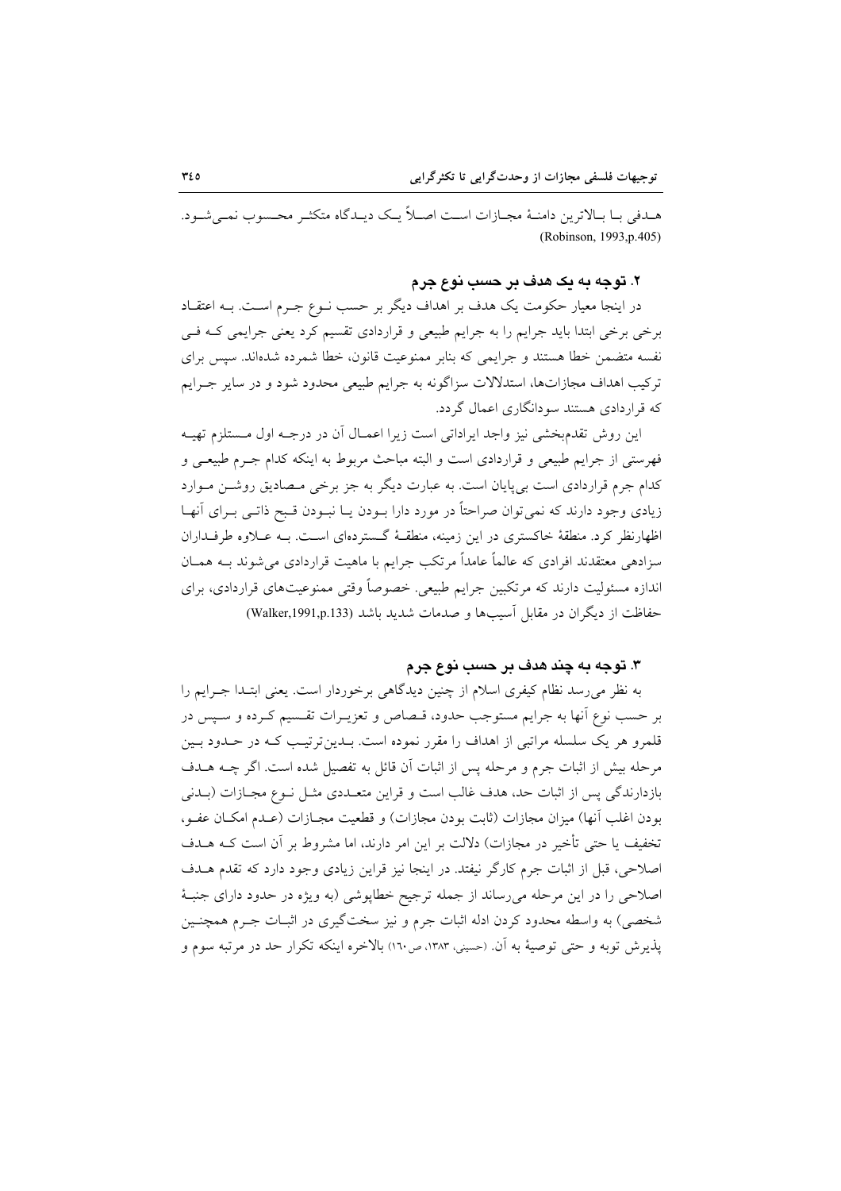هدفی با بالاترین دامنهٔ مجازات است اصلاً یک دیدگاه متکثر محسوب نمی‌شود. (Robinson, 1993,p.405)

### ۲. توجه به یک هدف بر حسب نوع جرم

در اینجا معیار حکومت یک هدف بر اهداف دیگر بر حسب نوع جرم است. به اعتقاد برخی برخی ابتدا باید جرایم را به جرایم طبیعی و قراردادی تقسیم کرد یعنی جرایمی که فی نفسه متضمن خطا هستند و جرایمی که بنابر ممنوعیت قانون، خطا شمرده شده‌اند. سپس برای ترکیب اهداف مجازات‌ها، استدلالات سزاگونه به جرایم طبیعی محدود شود و در سایر جرایم که قراردادی هستند سودانگاری اعمال گردد.

این روش تقدم‌بخشی نیز واجد ایراداتی است زیرا اعمال آن در درجه اول مستلزم تهیه فهرستی از جرایم طبیعی و قراردادی است و البته مباحث مربوط به اینکه کدام جرم طبیعی و کدام جرم قراردادی است بی‌پایان است. به عبارت دیگر به جز برخی مصادیق روشن موارد زیادی وجود دارند که نمی‌توان صراحتاً در مورد دارا بودن یا نبودن قبح ذاتی برای آنها اظهارنظر کرد. منطقهٔ خاکستری در این زمینه، منطقهٔ گسترده‌ای است. به علاوه طرفداران سزادهی معتقدند افرادی که عالماً عامداً مرتکب جرایم با ماهیت قراردادی می‌شوند به همان اندازه مسئولیت دارند که مرتکبین جرایم طبیعی. خصوصاً وقتی ممنوعیت‌های قراردادی، برای حفاظت از دیگران در مقابل آسیب‌ها و صدمات شدید باشد (Walker,1991,p.133)

### ۳. توجه به چند هدف بر حسب نوع جرم

به نظر می‌رسد نظام کیفری اسلام از چنین دیدگاهی برخوردار است. یعنی ابتدا جرایم را بر حسب نوع آنها به جرایم مستوجب حدود، قصاص و تعزیرات تقسیم کرده و سپس در قلمرو هر یک سلسله مراتبی از اهداف را مقرر نموده است. بدین‌ترتیب که در حدود بین مرحله بیش از اثبات جرم و مرحله پس از اثبات آن قائل به تفصیل شده است. اگر چه هدف بازدارندگی پس از اثبات حد، هدف غالب است و قراین متعددی مثل نوع مجازات (بدنی بودن اغلب آنها) میزان مجازات (ثابت بودن مجازات) و قطعیت مجازات (عدم امکان عفو، تخفیف یا حتی تأخیر در مجازات) دلالت بر این امر دارند، اما مشروط بر آن است که هدف اصلاحی، قبل از اثبات جرم کارگر نیفتد. در اینجا نیز قراین زیادی وجود دارد که تقدم هدف اصلاحی را در این مرحله می‌رساند از جمله ترجیح خطاپوشی (به ویژه در حدود دارای جنبهٔ شخصی) به واسطه محدود کردن ادله اثبات جرم و نیز سخت‌گیری در اثبات جرم همچنین پذیرش توبه و حتی توصیهٔ به آن. (حسینی، ۱۳۸۳، ص۱۶۰) بالاخره اینکه تکرار حد در مرتبه سوم و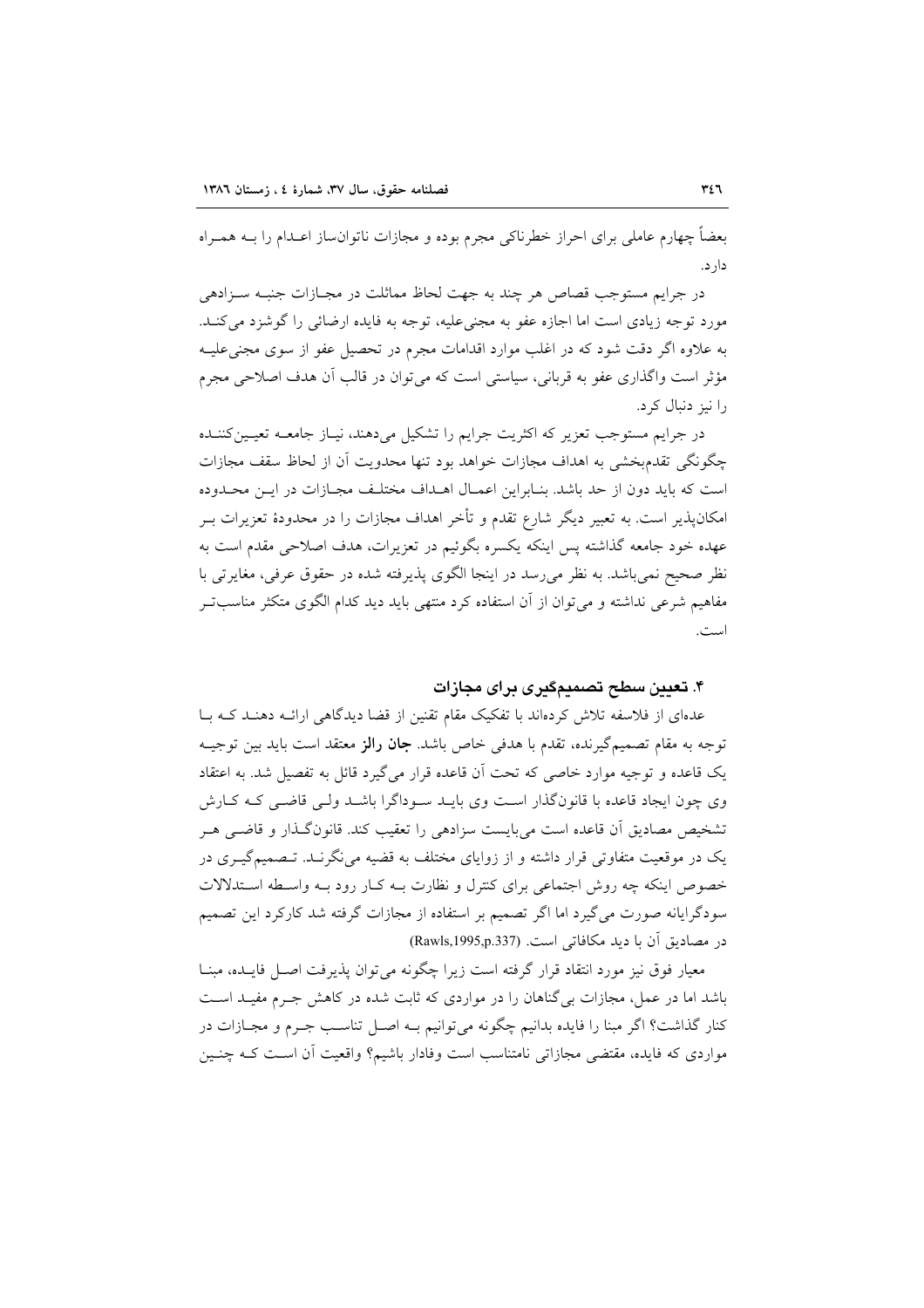بعضاً چهارم عاملی برای احراز خطرناکی مجرم بوده و مجازات ناتوان‌ساز اعدام را به همراه دارد.

در جرایم مستوجب قصاص هر چند به جهت لحاظ مماثلت در مجازات جنبه سزادهی مورد توجه زیادی است اما اجازه عفو به مجنی‌علیه، توجه به فایده ارضائی را گوشزد می‌کند. به علاوه اگر دقت شود که در اغلب موارد اقدامات مجرم در تحصیل عفو از سوی مجنی‌علیه مؤثر است واگذاری عفو به قربانی، سیاستی است که می‌توان در قالب آن هدف اصلاحی مجرم را نیز دنبال کرد.

در جرایم مستوجب تعزیر که اکثریت جرایم را تشکیل می‌دهند، نیاز جامعه تعیین‌کننده چگونگی تقدم‌بخشی به اهداف مجازات خواهد بود تنها محدویت آن از لحاظ سقف مجازات است که باید دون از حد باشد. بنابراین اعمال اهداف مختلف مجازات در این محدوده امکان‌پذیر است. به تعبیر دیگر شارع تقدم و تأخر اهداف مجازات را در محدودهٔ تعزیرات بر عهده خود جامعه گذاشته پس اینکه یکسره بگوئیم در تعزیرات، هدف اصلاحی مقدم است به نظر صحیح نمی‌باشد. به نظر می‌رسد در اینجا الگوی پذیرفته شده در حقوق عرفی، مغایرتی با مفاهیم شرعی نداشته و می‌توان از آن استفاده کرد منتهی باید دید کدام الگوی متکثر مناسب‌تر است.

### ۴. تعیین سطح تصمیم‌گیری برای مجازات

عده‌ای از فلاسفه تلاش کرده‌اند با تفکیک مقام تقنین از قضا دیدگاهی ارائه دهند که با توجه به مقام تصمیم‌گیرنده، تقدم با هدفی خاص باشد. **جان رالز** معتقد است باید بین توجیه یک قاعده و توجیه موارد خاصی که تحت آن قاعده قرار می‌گیرد قائل به تفصیل شد. به اعتقاد وی چون ایجاد قاعده با قانون‌گذار است وی باید سوداگرا باشد ولی قاضی که کارش تشخیص مصادیق آن قاعده است می‌بایست سزادهی را تعقیب کند. قانون‌گذار و قاضی هر یک در موقعیت متفاوتی قرار داشته و از زوایای مختلف به قضیه می‌نگرند. تصمیم‌گیری در خصوص اینکه چه روش اجتماعی برای کنترل و نظارت به کار رود به واسطه استدلالات سودگرایانه صورت می‌گیرد اما اگر تصمیم بر استفاده از مجازات گرفته شد کارکرد این تصمیم در مصادیق آن با دید مکافاتی است. (Rawls,1995,p.337)

معیار فوق نیز مورد انتقاد قرار گرفته است زیرا چگونه می‌توان پذیرفت اصل فایده، مبنا باشد اما در عمل، مجازات بی‌گناهان را در مواردی که ثابت شده در کاهش جرم مفید است کنار گذاشت؟ اگر مبنا را فایده بدانیم چگونه می‌توانیم به اصل تناسب جرم و مجازات در مواردی که فایده، مقتضی مجازاتی نامتناسب است وفادار باشیم؟ واقعیت آن است که چنین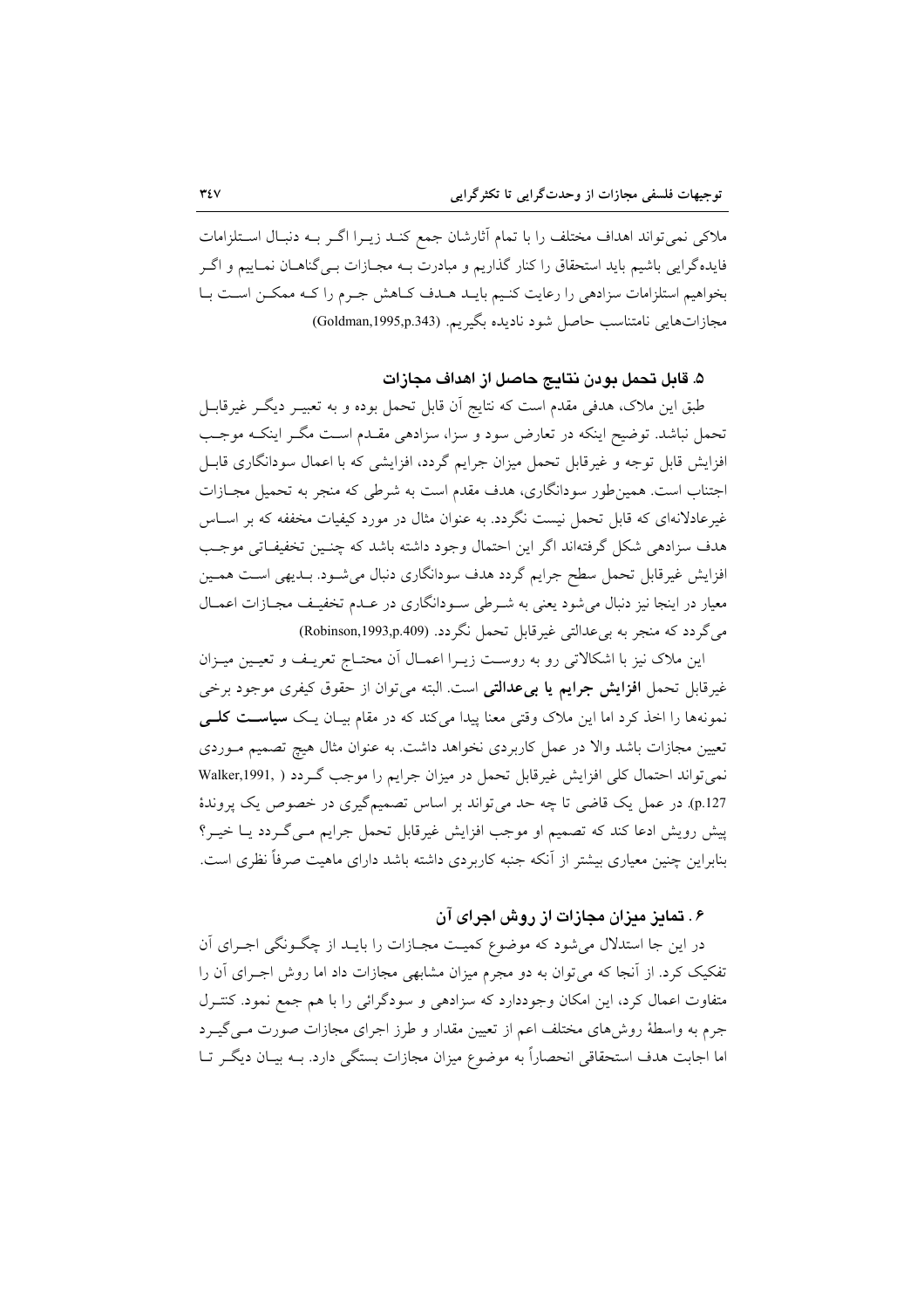ملاکی نمی‌تواند اهداف مختلف را با تمام آثارشان جمع کند زیرا اگر به دنبال استلزامات فایده‌گرایی باشیم باید استحقاق را کنار گذاریم و مبادرت به مجازات بی‌گناهان نماییم و اگر بخواهیم استلزامات سزادهی را رعایت کنیم باید هدف کاهش جرم را که ممکن است با مجازات‌هایی نامتناسب حاصل شود نادیده بگیریم. (Goldman,1995,p.343)

### ۵. قابل تحمل بودن نتایج حاصل از اهداف مجازات

طبق این ملاک، هدفی مقدم است که نتایج آن قابل تحمل بوده و به تعبیر دیگر غیرقابل تحمل نباشد. توضیح اینکه در تعارض سود و سزا، سزادهی مقدم است مگر اینکه موجب افزایش قابل توجه و غیرقابل تحمل میزان جرایم گردد، افزایشی که با اعمال سودانگاری قابل اجتناب است. همین‌طور سودانگاری، هدف مقدم است به شرطی که منجر به تحمیل مجازات غیرعادلانه‌ای که قابل تحمل نیست نگردد. به عنوان مثال در مورد کیفیات مخففه که بر اساس هدف سزادهی شکل گرفته‌اند اگر این احتمال وجود داشته باشد که چنین تخفیفاتی موجب افزایش غیرقابل تحمل سطح جرایم گردد هدف سودانگاری دنبال می‌شود. بدیهی است همین معیار در اینجا نیز دنبال می‌شود یعنی به شرطی سودانگاری در عدم تخفیف مجازات اعمال می‌گردد که منجر به بی‌عدالتی غیرقابل تحمل نگردد. (Robinson,1993,p.409)

این ملاک نیز با اشکالاتی رو به روست زیرا اعمال آن محتاج تعریف و تعیین میزان غیرقابل تحمل **افزایش جرایم یا بی‌عدالتی** است. البته می‌توان از حقوق کیفری موجود برخی نمونه‌ها را اخذ کرد اما این ملاک وقتی معنا پیدا می‌کند که در مقام بیان یک **سیاست کلی** تعیین مجازات باشد والا در عمل کاربردی نخواهد داشت. به عنوان مثال هیچ تصمیم موردی نمی‌تواند احتمال کلی افزایش غیرقابل تحمل در میزان جرایم را موجب گردد ( Walker,1991, p.127). در عمل یک قاضی تا چه حد می‌تواند بر اساس تصمیم‌گیری در خصوص یک پروندهٔ پیش رویش ادعا کند که تصمیم او موجب افزایش غیرقابل تحمل جرایم می‌گردد یا خیر؟ بنابراین چنین معیاری بیشتر از آنکه جنبه کاربردی داشته باشد دارای ماهیت صرفاً نظری است.

### ۶. تمایز میزان مجازات از روش اجرای آن

در این جا استدلال می‌شود که موضوع کمیت مجازات را باید از چگونگی اجرای آن تفکیک کرد. از آنجا که می‌توان به دو مجرم میزان مشابهی مجازات داد اما روش اجرای آن را متفاوت اعمال کرد، این امکان وجوددارد که سزادهی و سودگرائی را با هم جمع نمود. کنترل جرم به واسطهٔ روش‌های مختلف اعم از تعیین مقدار و طرز اجرای مجازات صورت می‌گیرد اما اجابت هدف استحقاقی انحصاراً به موضوع میزان مجازات بستگی دارد. به بیان دیگر تا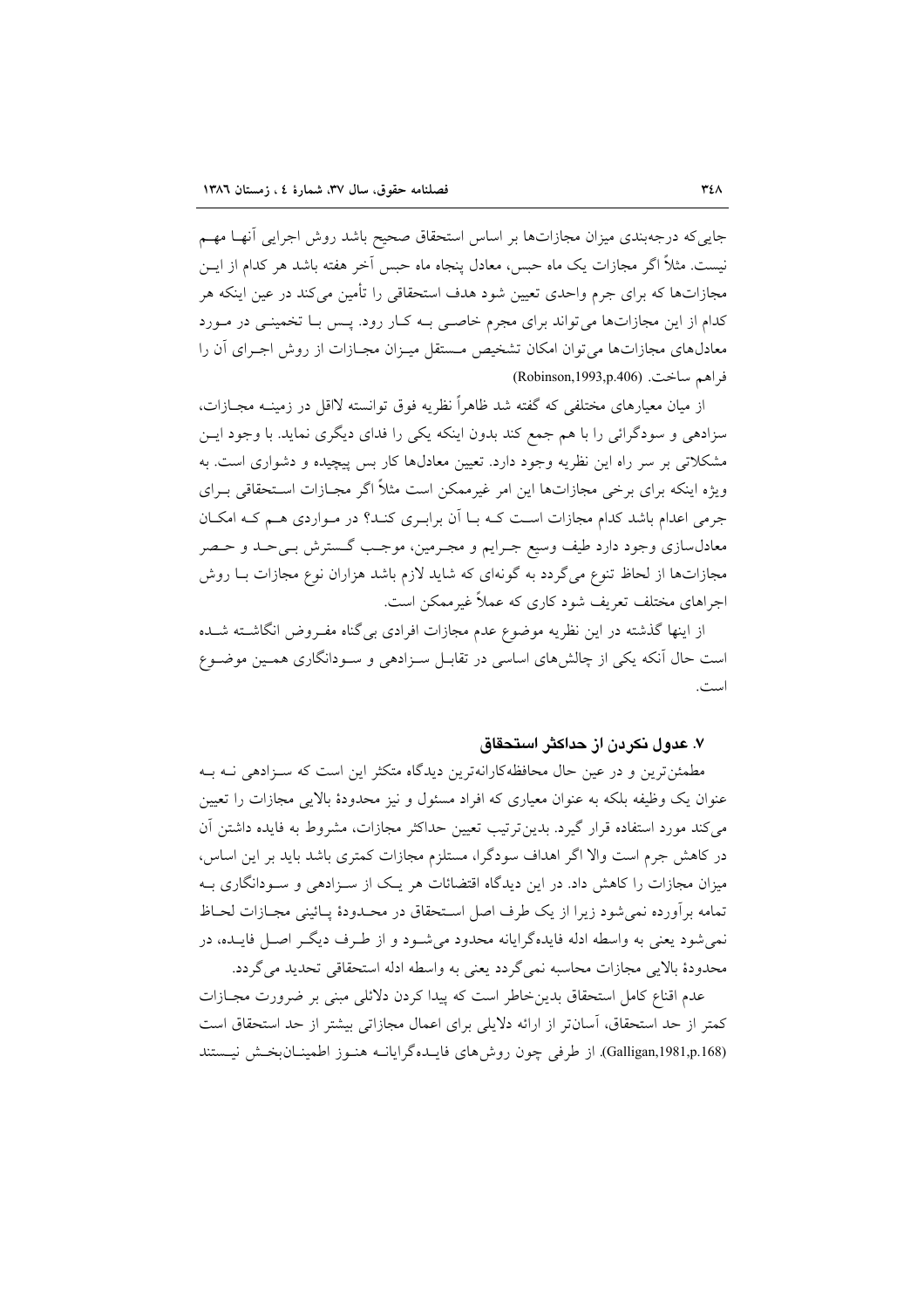جایی‌که درجه‌بندی میزان مجازات‌ها بر اساس استحقاق صحیح باشد روش اجرایی آنها مهم نیست. مثلاً اگر مجازات یک ماه حبس، معادل پنجاه ماه حبس آخر هفته باشد هر کدام از این مجازات‌ها که برای جرم واحدی تعیین شود هدف استحقاقی را تأمین می‌کند در عین اینکه هر کدام از این مجازات‌ها می‌تواند برای مجرم خاصی به کار رود. پس با تخمینی در مورد معادل‌های مجازات‌ها می‌توان امکان تشخیص مستقل میزان مجازات از روش اجرای آن را فراهم ساخت. (Robinson,1993,p.406)

از میان معیارهای مختلفی که گفته شد ظاهراً نظریه فوق توانسته لااقل در زمینه مجازات، سزادهی و سودگرائی را با هم جمع کند بدون اینکه یکی را فدای دیگری نماید. با وجود این مشکلاتی بر سر راه این نظریه وجود دارد. تعیین معادل‌ها کار بس پیچیده و دشواری است. به ویژه اینکه برای برخی مجازات‌ها این امر غیرممکن است مثلاً اگر مجازات استحقاقی برای جرمی اعدام باشد کدام مجازات است که با آن برابری کند؟ در مواردی هم که امکان معادل‌سازی وجود دارد طیف وسیع جرایم و مجرمین، موجب گسترش بی‌حد و حصر مجازات‌ها از لحاظ تنوع می‌گردد به گونه‌ای که شاید لازم باشد هزاران نوع مجازات با روش اجراهای مختلف تعریف شود کاری که عملاً غیرممکن است.

از اینها گذشته در این نظریه موضوع عدم مجازات افرادی بی‌گناه مفروض انگاشته شده است حال آنکه یکی از چالش‌های اساسی در تقابل سزادهی و سودانگاری همین موضوع است.

### ۷. عدول نکردن از حداکثر استحقاق

مطمئن‌ترین و در عین حال محافظه‌کارانه‌ترین دیدگاه متکثر این است که سزادهی نه به عنوان یک وظیفه بلکه به عنوان معیاری که افراد مسئول و نیز محدودهٔ بالایی مجازات را تعیین می‌کند مورد استفاده قرار گیرد. بدین‌ترتیب تعیین حداکثر مجازات، مشروط به فایده داشتن آن در کاهش جرم است والا اگر اهداف سودگرا، مستلزم مجازات کمتری باشد باید بر این اساس، میزان مجازات را کاهش داد. در این دیدگاه اقتضائات هر یک از سزادهی و سودانگاری به تمامه برآورده نمی‌شود زیرا از یک طرف اصل استحقاق در محدودهٔ پائینی مجازات لحاظ نمی‌شود یعنی به واسطه ادله فایده‌گرایانه محدود می‌شود و از طرف دیگر اصل فایده، در محدودهٔ بالایی مجازات محاسبه نمی‌گردد یعنی به واسطه ادله استحقاقی تحدید می‌گردد.

عدم اقناع کامل استحقاق بدین‌خاطر است که پیدا کردن دلائلی مبنی بر ضرورت مجازات کمتر از حد استحقاق، آسان‌تر از ارائه دلایلی برای اعمال مجازاتی بیشتر از حد استحقاق است (Galligan,1981,p.168). از طرفی چون روش‌های فایده‌گرایانه هنوز اطمینان‌بخش نیستند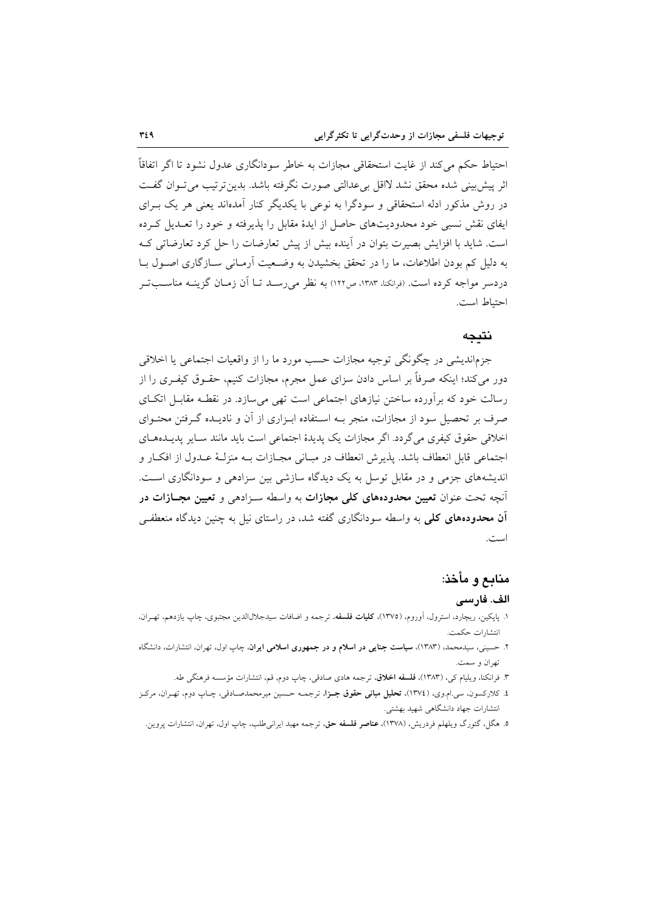احتیاط حکم می‌کند از غایت استحقاقی مجازات به خاطر سودانگاری عدول نشود تا اگر اتفاقاً اثر پیش‌بینی شده محقق نشد لااقل بی‌عدالتی صورت نگرفته باشد. بدین‌ترتیب می‌توان گفت در روش مذکور ادله استحقاقی و سودگرا به نوعی با یکدیگر کنار آمده‌اند یعنی هر یک برای ایفای نقش نسبی خود محدودیت‌های حاصل از ایدهٔ مقابل را پذیرفته و خود را تعدیل کرده است. شاید با افزایش بصیرت بتوان در آینده بیش از پیش تعارضات را حل کرد تعارضاتی که به دلیل کم بودن اطلاعات، ما را در تحقق بخشیدن به وضعیت آرمانی سازگاری اصول با دردسر مواجه کرده است. (فرانکنا، ۱۳۸۳، ص۱۲۲) به نظر می‌رسد تا آن زمان گزینه مناسب‌تر احتیاط است.

## نتیجه

جزم‌اندیشی در چگونگی توجیه مجازات حسب مورد ما را از واقعیات اجتماعی یا اخلاقی دور می‌کند؛ اینکه صرفاً بر اساس دادن سزای عمل مجرم، مجازات کنیم، حقوق کیفری را از رسالت خود که برآورده ساختن نیازهای اجتماعی است تهی می‌سازد. در نقطه مقابل اتکای صرف بر تحصیل سود از مجازات، منجر به استفاده ابزاری از آن و نادیده گرفتن محتوای اخلاقی حقوق کیفری می‌گردد. اگر مجازات یک پدیدهٔ اجتماعی است باید مانند سایر پدیده‌های اجتماعی قابل انعطاف باشد. پذیرش انعطاف در مبانی مجازات به منزلهٔ عدول از افکار و اندیشه‌های جزمی و در مقابل توسل به یک دیدگاه سازشی بین سزادهی و سودانگاری است. آنچه تحت عنوان **تعیین محدوده‌های کلی مجازات** به واسطه سزادهی و **تعیین مجازات در آن محدوده‌های کلی** به واسطه سودانگاری گفته شد، در راستای نیل به چنین دیدگاه منعطفی است.

## منابع و مأخذ:

### الف. فارسی

۱. پاپکین، ریچارد، استرول، آوروم، (۱۳۷۵)، **کلیات فلسفه**، ترجمه و اضافات سیدجلال‌الدین مجتبوی، چاپ یازدهم، تهران، انتشارات حکمت.

۲. حسینی، سیدمحمد، (۱۳۸۳)، **سیاست جنایی در اسلام و در جمهوری اسلامی ایران**، چاپ اول، تهران، انتشارات، دانشگاه تهران و سمت.

۳. فرانکنا، ویلیام کی، (۱۳۸۳)، **فلسفه اخلاق**، ترجمه هادی صادقی، چاپ دوم، قم، انتشارات مؤسسه فرهنگی طه.

٤. کلارکسون، سی.ام.وی، (۱۳۷٤)، **تحلیل مبانی حقوق جزا**، ترجمه حسین میرمحمدصادقی، چاپ دوم، تهران، مرکز انتشارات جهاد دانشگاهی شهید بهشتی.

۵. هگل، گئورگ ویلهلم فردریش، (۱۳۷۸)، **عناصر فلسفه حق**، ترجمه مهبد ایرانی‌طلب، چاپ اول، تهران، انتشارات پروین.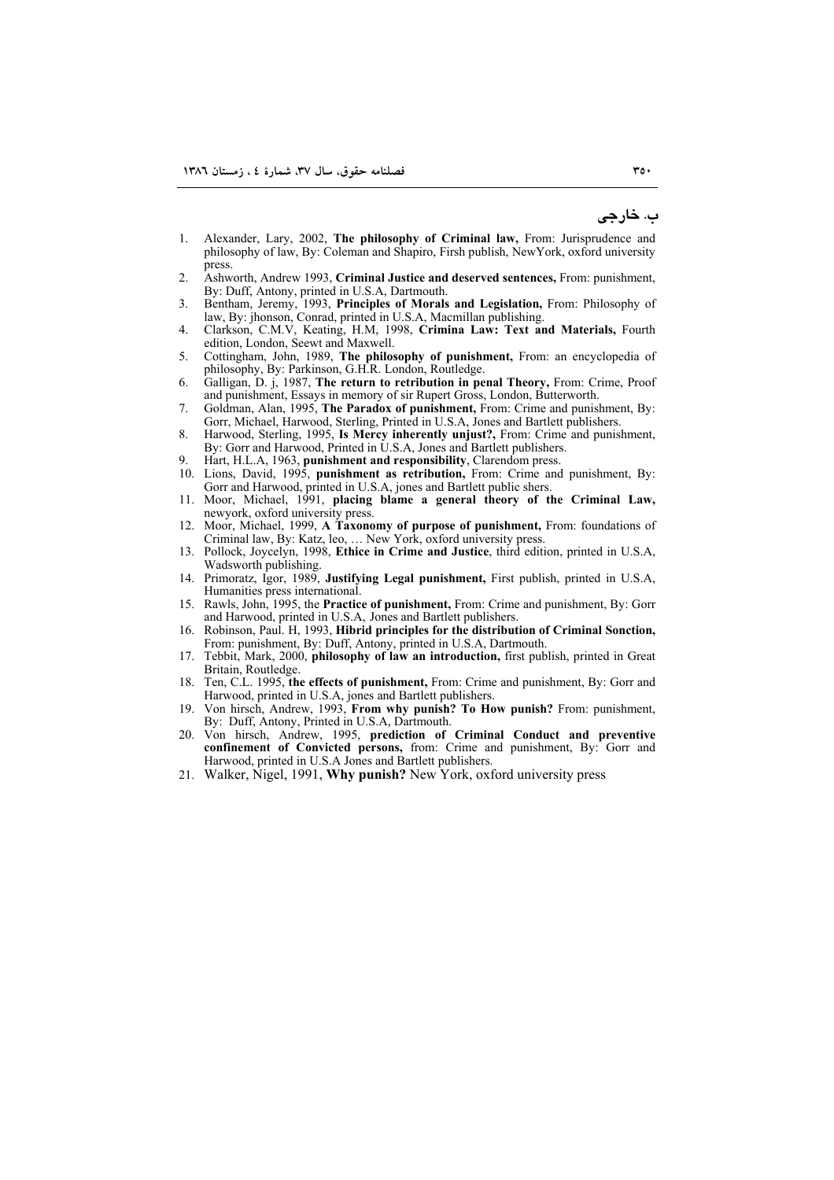## ب. خارجی

1. Alexander, Lary, 2002, **The philosophy of Criminal law,** From: Jurisprudence and philosophy of law, By: Coleman and Shapiro, Firsh publish, NewYork, oxford university press.
2. Ashworth, Andrew 1993, **Criminal Justice and deserved sentences,** From: punishment, By: Duff, Antony, printed in U.S.A, Dartmouth.
3. Bentham, Jeremy, 1993, **Principles of Morals and Legislation,** From: Philosophy of law, By: jhonson, Conrad, printed in U.S.A, Macmillan publishing.
4. Clarkson, C.M.V, Keating, H.M, 1998, **Crimina Law: Text and Materials,** Fourth edition, London, Seewt and Maxwell.
5. Cottingham, John, 1989, **The philosophy of punishment,** From: an encyclopedia of philosophy, By: Parkinson, G.H.R. London, Routledge.
6. Galligan, D. j, 1987, **The return to retribution in penal Theory,** From: Crime, Proof and punishment, Essays in memory of sir Rupert Gross, London, Butterworth.
7. Goldman, Alan, 1995, **The Paradox of punishment,** From: Crime and punishment, By: Gorr, Michael, Harwood, Sterling, Printed in U.S.A, Jones and Bartlett publishers.
8. Harwood, Sterling, 1995, **Is Mercy inherently unjust?,** From: Crime and punishment, By: Gorr and Harwood, Printed in U.S.A, Jones and Bartlett publishers.
9. Hart, H.L.A, 1963, **punishment and responsibility**, Clarendom press.
10. Lions, David, 1995, **punishment as retribution,** From: Crime and punishment, By: Gorr and Harwood, printed in U.S.A, jones and Bartlett public shers.
11. Moor, Michael, 1991, **placing blame a general theory of the Criminal Law,** newyork, oxford university press.
12. Moor, Michael, 1999, **A Taxonomy of purpose of punishment,** From: foundations of Criminal law, By: Katz, leo, … New York, oxford university press.
13. Pollock, Joycelyn, 1998, **Ethice in Crime and Justice**, third edition, printed in U.S.A, Wadsworth publishing.
14. Primoratz, Igor, 1989, **Justifying Legal punishment,** First publish, printed in U.S.A, Humanities press international.
15. Rawls, John, 1995, the **Practice of punishment,** From: Crime and punishment, By: Gorr and Harwood, printed in U.S.A, Jones and Bartlett publishers.
16. Robinson, Paul. H, 1993, **Hibrid principles for the distribution of Criminal Sonction,** From: punishment, By: Duff, Antony, printed in U.S.A, Dartmouth.
17. Tebbit, Mark, 2000, **philosophy of law an introduction,** first publish, printed in Great Britain, Routledge.
18. Ten, C.L. 1995, **the effects of punishment,** From: Crime and punishment, By: Gorr and Harwood, printed in U.S.A, jones and Bartlett publishers.
19. Von hirsch, Andrew, 1993, **From why punish? To How punish?** From: punishment, By: Duff, Antony, Printed in U.S.A, Dartmouth.
20. Von hirsch, Andrew, 1995, **prediction of Criminal Conduct and preventive confinement of Convicted persons,** from: Crime and punishment, By: Gorr and Harwood, printed in U.S.A Jones and Bartlett publishers.
21. Walker, Nigel, 1991, **Why punish?** New York, oxford university press